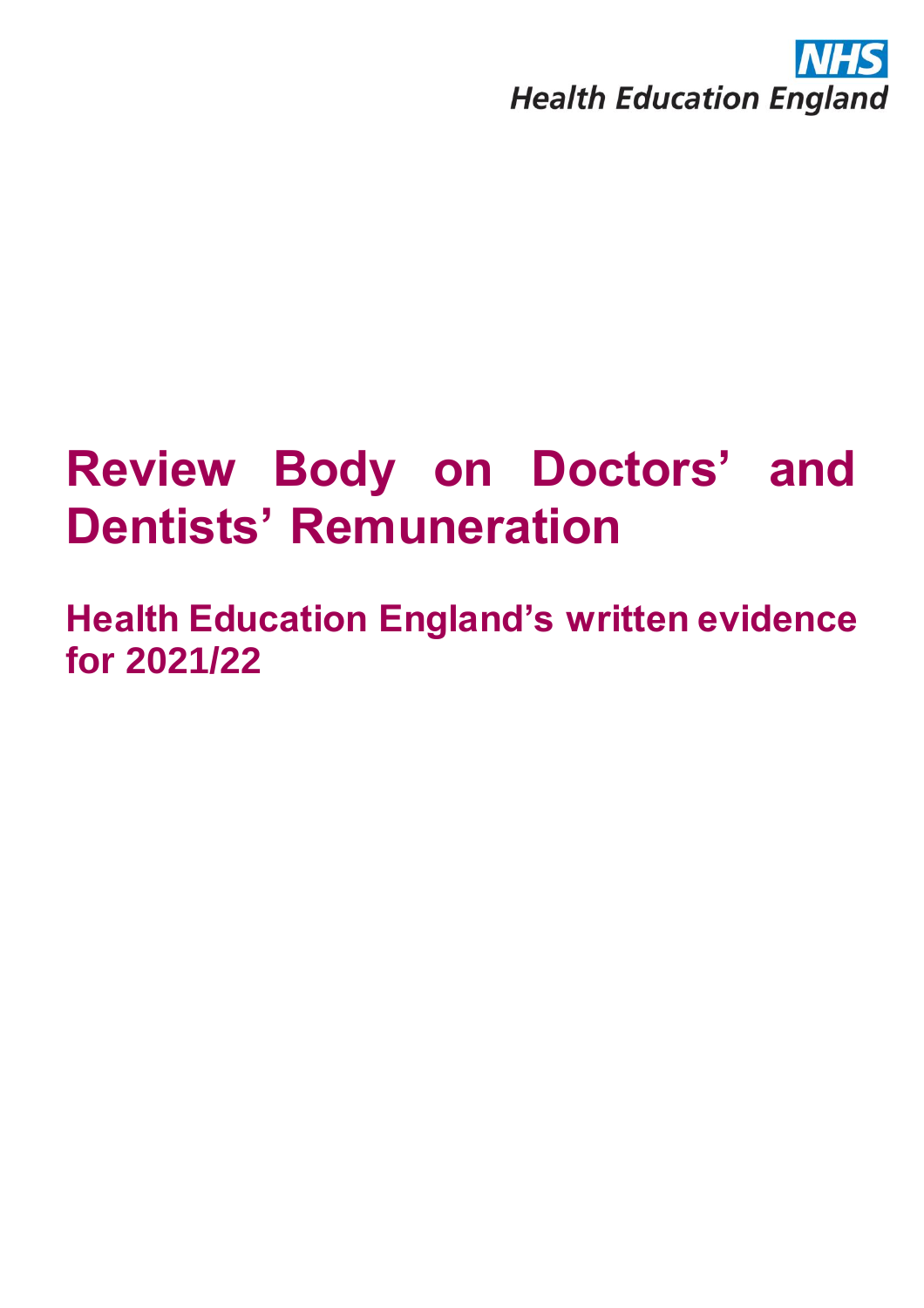NHS
Health Education England

# Review Body on Doctors' and Dentists' Remuneration

## Health Education England's written evidence for 2021/22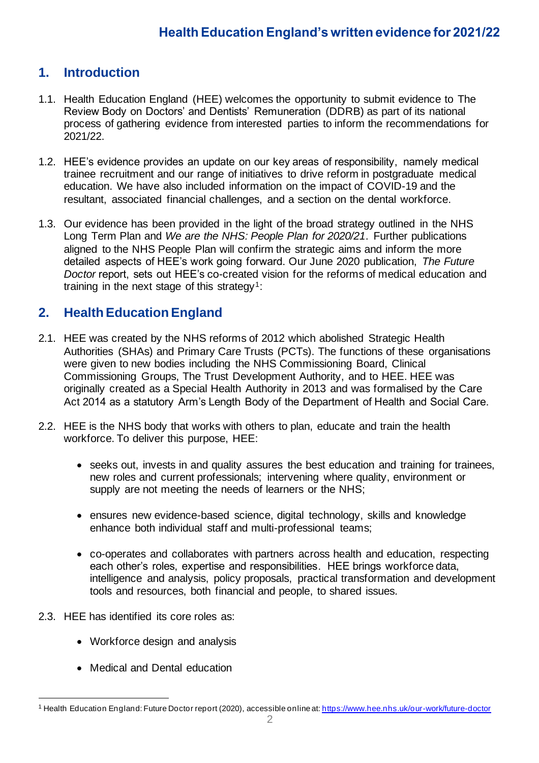# Health Education England's written evidence for 2021/22

## 1. Introduction

1.1. Health Education England (HEE) welcomes the opportunity to submit evidence to The Review Body on Doctors' and Dentists' Remuneration (DDRB) as part of its national process of gathering evidence from interested parties to inform the recommendations for 2021/22.

1.2. HEE's evidence provides an update on our key areas of responsibility, namely medical trainee recruitment and our range of initiatives to drive reform in postgraduate medical education. We have also included information on the impact of COVID-19 and the resultant, associated financial challenges, and a section on the dental workforce.

1.3. Our evidence has been provided in the light of the broad strategy outlined in the NHS Long Term Plan and *We are the NHS: People Plan for 2020/21*. Further publications aligned to the NHS People Plan will confirm the strategic aims and inform the more detailed aspects of HEE's work going forward. Our June 2020 publication, *The Future Doctor* report, sets out HEE's co-created vision for the reforms of medical education and training in the next stage of this strategy[1]:

## 2. Health Education England

2.1. HEE was created by the NHS reforms of 2012 which abolished Strategic Health Authorities (SHAs) and Primary Care Trusts (PCTs). The functions of these organisations were given to new bodies including the NHS Commissioning Board, Clinical Commissioning Groups, The Trust Development Authority, and to HEE. HEE was originally created as a Special Health Authority in 2013 and was formalised by the Care Act 2014 as a statutory Arm's Length Body of the Department of Health and Social Care.

2.2. HEE is the NHS body that works with others to plan, educate and train the health workforce. To deliver this purpose, HEE:

- seeks out, invests in and quality assures the best education and training for trainees, new roles and current professionals; intervening where quality, environment or supply are not meeting the needs of learners or the NHS;
- ensures new evidence-based science, digital technology, skills and knowledge enhance both individual staff and multi-professional teams;
- co-operates and collaborates with partners across health and education, respecting each other's roles, expertise and responsibilities. HEE brings workforce data, intelligence and analysis, policy proposals, practical transformation and development tools and resources, both financial and people, to shared issues.

2.3. HEE has identified its core roles as:

- Workforce design and analysis
- Medical and Dental education

[1] Health Education England: Future Doctor report (2020), accessible online at: https://www.hee.nhs.uk/our-work/future-doctor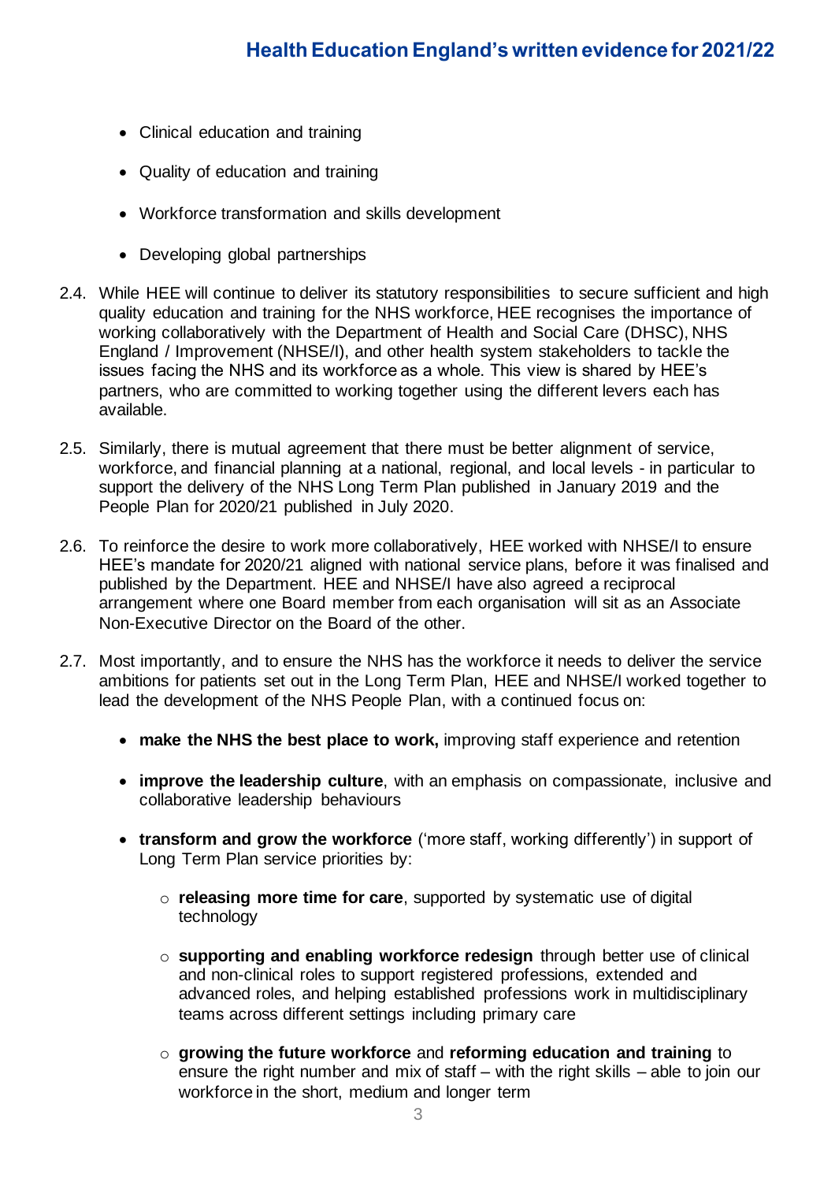- Clinical education and training
- Quality of education and training
- Workforce transformation and skills development
- Developing global partnerships

2.4. While HEE will continue to deliver its statutory responsibilities to secure sufficient and high quality education and training for the NHS workforce, HEE recognises the importance of working collaboratively with the Department of Health and Social Care (DHSC), NHS England / Improvement (NHSE/I), and other health system stakeholders to tackle the issues facing the NHS and its workforce as a whole. This view is shared by HEE's partners, who are committed to working together using the different levers each has available.

2.5. Similarly, there is mutual agreement that there must be better alignment of service, workforce, and financial planning at a national, regional, and local levels - in particular to support the delivery of the NHS Long Term Plan published in January 2019 and the People Plan for 2020/21 published in July 2020.

2.6. To reinforce the desire to work more collaboratively, HEE worked with NHSE/I to ensure HEE's mandate for 2020/21 aligned with national service plans, before it was finalised and published by the Department. HEE and NHSE/I have also agreed a reciprocal arrangement where one Board member from each organisation will sit as an Associate Non-Executive Director on the Board of the other.

2.7. Most importantly, and to ensure the NHS has the workforce it needs to deliver the service ambitions for patients set out in the Long Term Plan, HEE and NHSE/I worked together to lead the development of the NHS People Plan, with a continued focus on:

- **make the NHS the best place to work,** improving staff experience and retention
- **improve the leadership culture**, with an emphasis on compassionate, inclusive and collaborative leadership behaviours
- **transform and grow the workforce** ('more staff, working differently') in support of Long Term Plan service priorities by:
    - **releasing more time for care**, supported by systematic use of digital technology
    - **supporting and enabling workforce redesign** through better use of clinical and non-clinical roles to support registered professions, extended and advanced roles, and helping established professions work in multidisciplinary teams across different settings including primary care
    - **growing the future workforce** and **reforming education and training** to ensure the right number and mix of staff – with the right skills – able to join our workforce in the short, medium and longer term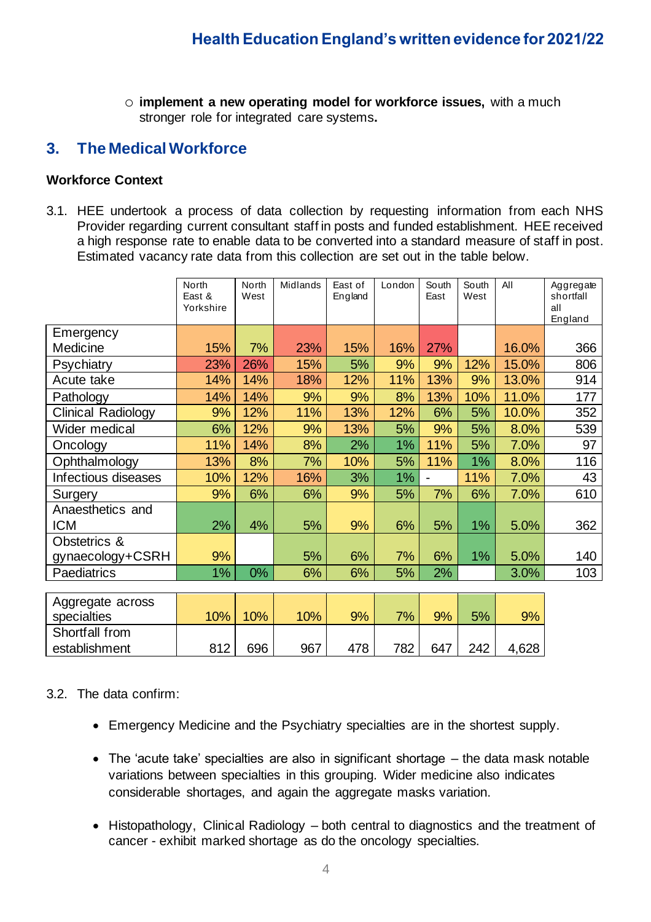- **implement a new operating model for workforce issues,** with a much stronger role for integrated care systems**.**

## 3. The Medical Workforce

### Workforce Context

3.1. HEE undertook a process of data collection by requesting information from each NHS Provider regarding current consultant staff in posts and funded establishment. HEE received a high response rate to enable data to be converted into a standard measure of staff in post. Estimated vacancy rate data from this collection are set out in the table below.

| | North East & Yorkshire | North West | Midlands | East of England | London | South East | South West | All | Aggregate shortfall all England |
|---|---|---|---|---|---|---|---|---|---|
| Emergency Medicine | 15% | 7% | 23% | 15% | 16% | 27% | | 16.0% | 366 |
| Psychiatry | 23% | 26% | 15% | 5% | 9% | 9% | 12% | 15.0% | 806 |
| Acute take | 14% | 14% | 18% | 12% | 11% | 13% | 9% | 13.0% | 914 |
| Pathology | 14% | 14% | 9% | 9% | 8% | 13% | 10% | 11.0% | 177 |
| Clinical Radiology | 9% | 12% | 11% | 13% | 12% | 6% | 5% | 10.0% | 352 |
| Wider medical | 6% | 12% | 9% | 13% | 5% | 9% | 5% | 8.0% | 539 |
| Oncology | 11% | 14% | 8% | 2% | 1% | 11% | 5% | 7.0% | 97 |
| Ophthalmology | 13% | 8% | 7% | 10% | 5% | 11% | 1% | 8.0% | 116 |
| Infectious diseases | 10% | 12% | 16% | 3% | 1% | - | 11% | 7.0% | 43 |
| Surgery | 9% | 6% | 6% | 9% | 5% | 7% | 6% | 7.0% | 610 |
| Anaesthetics and ICM | 2% | 4% | 5% | 9% | 6% | 5% | 1% | 5.0% | 362 |
| Obstetrics & gynaecology+CSRH | 9% | | 5% | 6% | 7% | 6% | 1% | 5.0% | 140 |
| Paediatrics | 1% | 0% | 6% | 6% | 5% | 2% | | 3.0% | 103 |
| Aggregate across specialties | 10% | 10% | 10% | 9% | 7% | 9% | 5% | 9% | |
| Shortfall from establishment | 812 | 696 | 967 | 478 | 782 | 647 | 242 | 4,628 | |

3.2. The data confirm:

- Emergency Medicine and the Psychiatry specialties are in the shortest supply.
- The 'acute take' specialties are also in significant shortage – the data mask notable variations between specialties in this grouping. Wider medicine also indicates considerable shortages, and again the aggregate masks variation.
- Histopathology, Clinical Radiology – both central to diagnostics and the treatment of cancer - exhibit marked shortage as do the oncology specialties.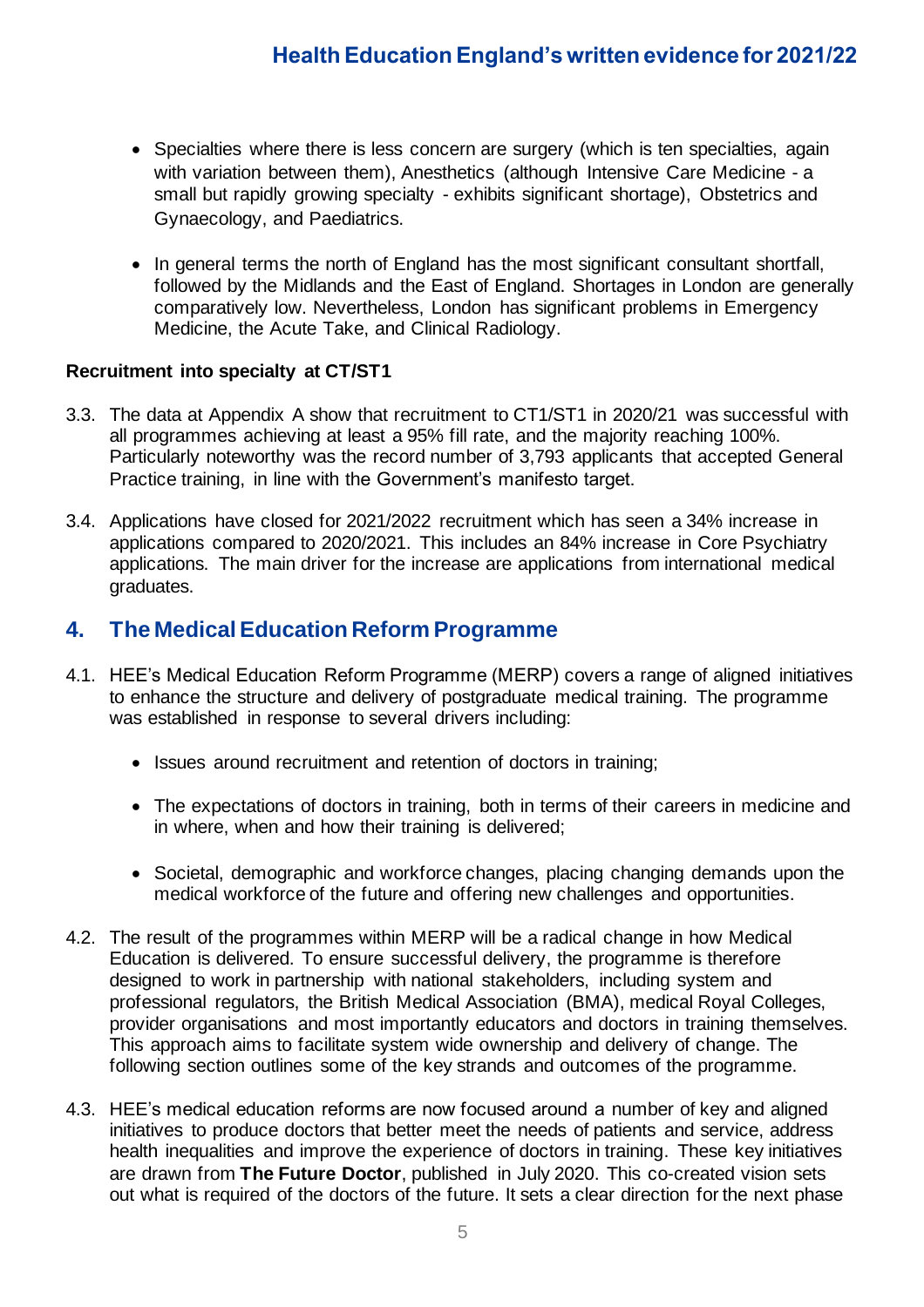- Specialties where there is less concern are surgery (which is ten specialties, again with variation between them), Anesthetics (although Intensive Care Medicine - a small but rapidly growing specialty - exhibits significant shortage), Obstetrics and Gynaecology, and Paediatrics.

- In general terms the north of England has the most significant consultant shortfall, followed by the Midlands and the East of England. Shortages in London are generally comparatively low. Nevertheless, London has significant problems in Emergency Medicine, the Acute Take, and Clinical Radiology.

**Recruitment into specialty at CT/ST1**

3.3. The data at Appendix A show that recruitment to CT1/ST1 in 2020/21 was successful with all programmes achieving at least a 95% fill rate, and the majority reaching 100%. Particularly noteworthy was the record number of 3,793 applicants that accepted General Practice training, in line with the Government's manifesto target.

3.4. Applications have closed for 2021/2022 recruitment which has seen a 34% increase in applications compared to 2020/2021. This includes an 84% increase in Core Psychiatry applications. The main driver for the increase are applications from international medical graduates.

## 4. The Medical Education Reform Programme

4.1. HEE's Medical Education Reform Programme (MERP) covers a range of aligned initiatives to enhance the structure and delivery of postgraduate medical training. The programme was established in response to several drivers including:

- Issues around recruitment and retention of doctors in training;

- The expectations of doctors in training, both in terms of their careers in medicine and in where, when and how their training is delivered;

- Societal, demographic and workforce changes, placing changing demands upon the medical workforce of the future and offering new challenges and opportunities.

4.2. The result of the programmes within MERP will be a radical change in how Medical Education is delivered. To ensure successful delivery, the programme is therefore designed to work in partnership with national stakeholders, including system and professional regulators, the British Medical Association (BMA), medical Royal Colleges, provider organisations and most importantly educators and doctors in training themselves. This approach aims to facilitate system wide ownership and delivery of change. The following section outlines some of the key strands and outcomes of the programme.

4.3. HEE's medical education reforms are now focused around a number of key and aligned initiatives to produce doctors that better meet the needs of patients and service, address health inequalities and improve the experience of doctors in training. These key initiatives are drawn from **The Future Doctor**, published in July 2020. This co-created vision sets out what is required of the doctors of the future. It sets a clear direction for the next phase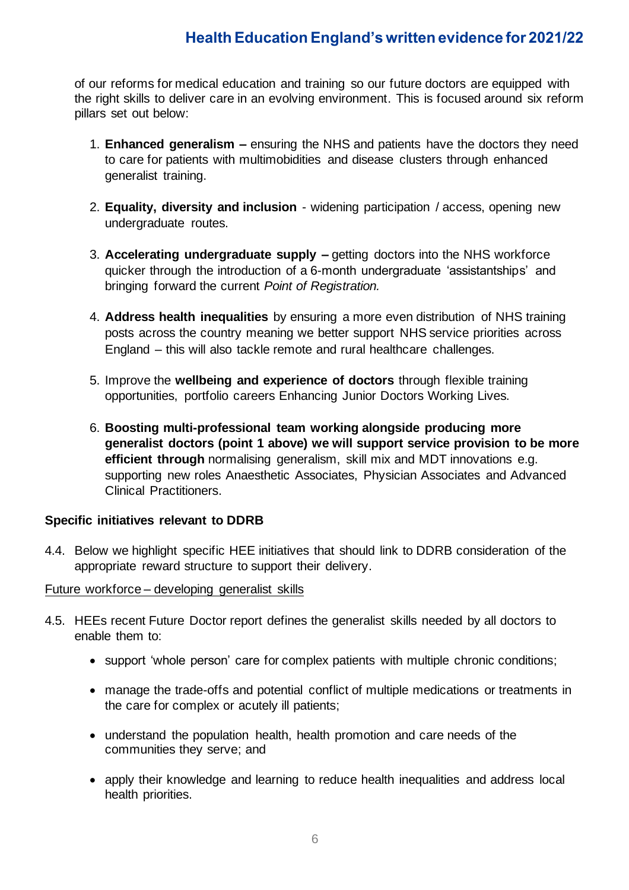of our reforms for medical education and training so our future doctors are equipped with the right skills to deliver care in an evolving environment. This is focused around six reform pillars set out below:

1. **Enhanced generalism –** ensuring the NHS and patients have the doctors they need to care for patients with multimobidities and disease clusters through enhanced generalist training.

2. **Equality, diversity and inclusion** - widening participation / access, opening new undergraduate routes.

3. **Accelerating undergraduate supply –** getting doctors into the NHS workforce quicker through the introduction of a 6-month undergraduate 'assistantships' and bringing forward the current *Point of Registration.*

4. **Address health inequalities** by ensuring a more even distribution of NHS training posts across the country meaning we better support NHS service priorities across England – this will also tackle remote and rural healthcare challenges.

5. Improve the **wellbeing and experience of doctors** through flexible training opportunities, portfolio careers Enhancing Junior Doctors Working Lives.

6. **Boosting multi-professional team working alongside producing more generalist doctors (point 1 above) we will support service provision to be more efficient through** normalising generalism, skill mix and MDT innovations e.g. supporting new roles Anaesthetic Associates, Physician Associates and Advanced Clinical Practitioners.

### Specific initiatives relevant to DDRB

4.4. Below we highlight specific HEE initiatives that should link to DDRB consideration of the appropriate reward structure to support their delivery.

<u>Future workforce – developing generalist skills</u>

4.5. HEEs recent Future Doctor report defines the generalist skills needed by all doctors to enable them to:

- support 'whole person' care for complex patients with multiple chronic conditions;

- manage the trade-offs and potential conflict of multiple medications or treatments in the care for complex or acutely ill patients;

- understand the population health, health promotion and care needs of the communities they serve; and

- apply their knowledge and learning to reduce health inequalities and address local health priorities.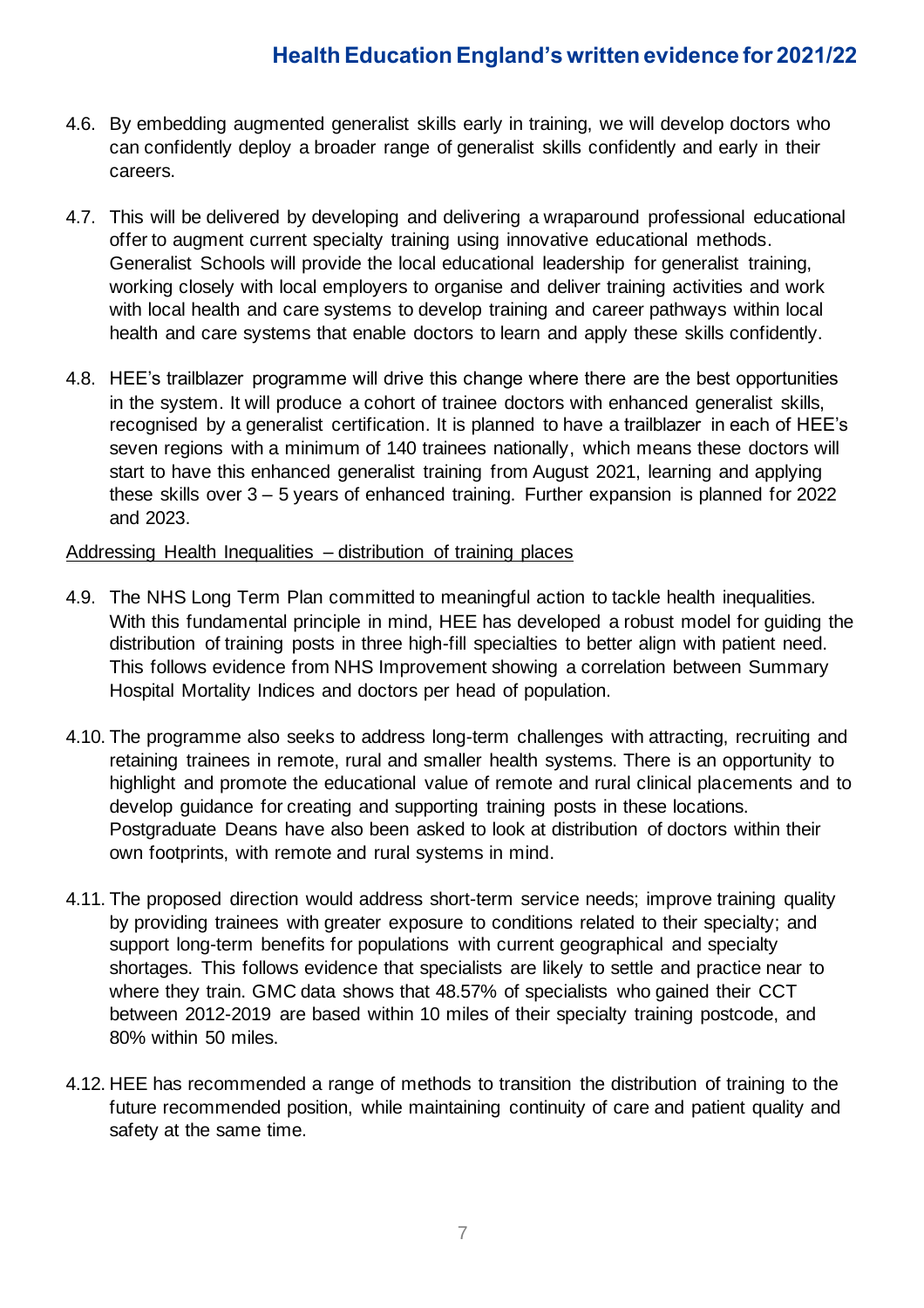4.6. By embedding augmented generalist skills early in training, we will develop doctors who can confidently deploy a broader range of generalist skills confidently and early in their careers.

4.7. This will be delivered by developing and delivering a wraparound professional educational offer to augment current specialty training using innovative educational methods. Generalist Schools will provide the local educational leadership for generalist training, working closely with local employers to organise and deliver training activities and work with local health and care systems to develop training and career pathways within local health and care systems that enable doctors to learn and apply these skills confidently.

4.8. HEE's trailblazer programme will drive this change where there are the best opportunities in the system. It will produce a cohort of trainee doctors with enhanced generalist skills, recognised by a generalist certification. It is planned to have a trailblazer in each of HEE's seven regions with a minimum of 140 trainees nationally, which means these doctors will start to have this enhanced generalist training from August 2021, learning and applying these skills over 3 – 5 years of enhanced training. Further expansion is planned for 2022 and 2023.

<u>Addressing Health Inequalities – distribution of training places</u>

4.9. The NHS Long Term Plan committed to meaningful action to tackle health inequalities. With this fundamental principle in mind, HEE has developed a robust model for guiding the distribution of training posts in three high-fill specialties to better align with patient need. This follows evidence from NHS Improvement showing a correlation between Summary Hospital Mortality Indices and doctors per head of population.

4.10. The programme also seeks to address long-term challenges with attracting, recruiting and retaining trainees in remote, rural and smaller health systems. There is an opportunity to highlight and promote the educational value of remote and rural clinical placements and to develop guidance for creating and supporting training posts in these locations. Postgraduate Deans have also been asked to look at distribution of doctors within their own footprints, with remote and rural systems in mind.

4.11. The proposed direction would address short-term service needs; improve training quality by providing trainees with greater exposure to conditions related to their specialty; and support long-term benefits for populations with current geographical and specialty shortages. This follows evidence that specialists are likely to settle and practice near to where they train. GMC data shows that 48.57% of specialists who gained their CCT between 2012-2019 are based within 10 miles of their specialty training postcode, and 80% within 50 miles.

4.12. HEE has recommended a range of methods to transition the distribution of training to the future recommended position, while maintaining continuity of care and patient quality and safety at the same time.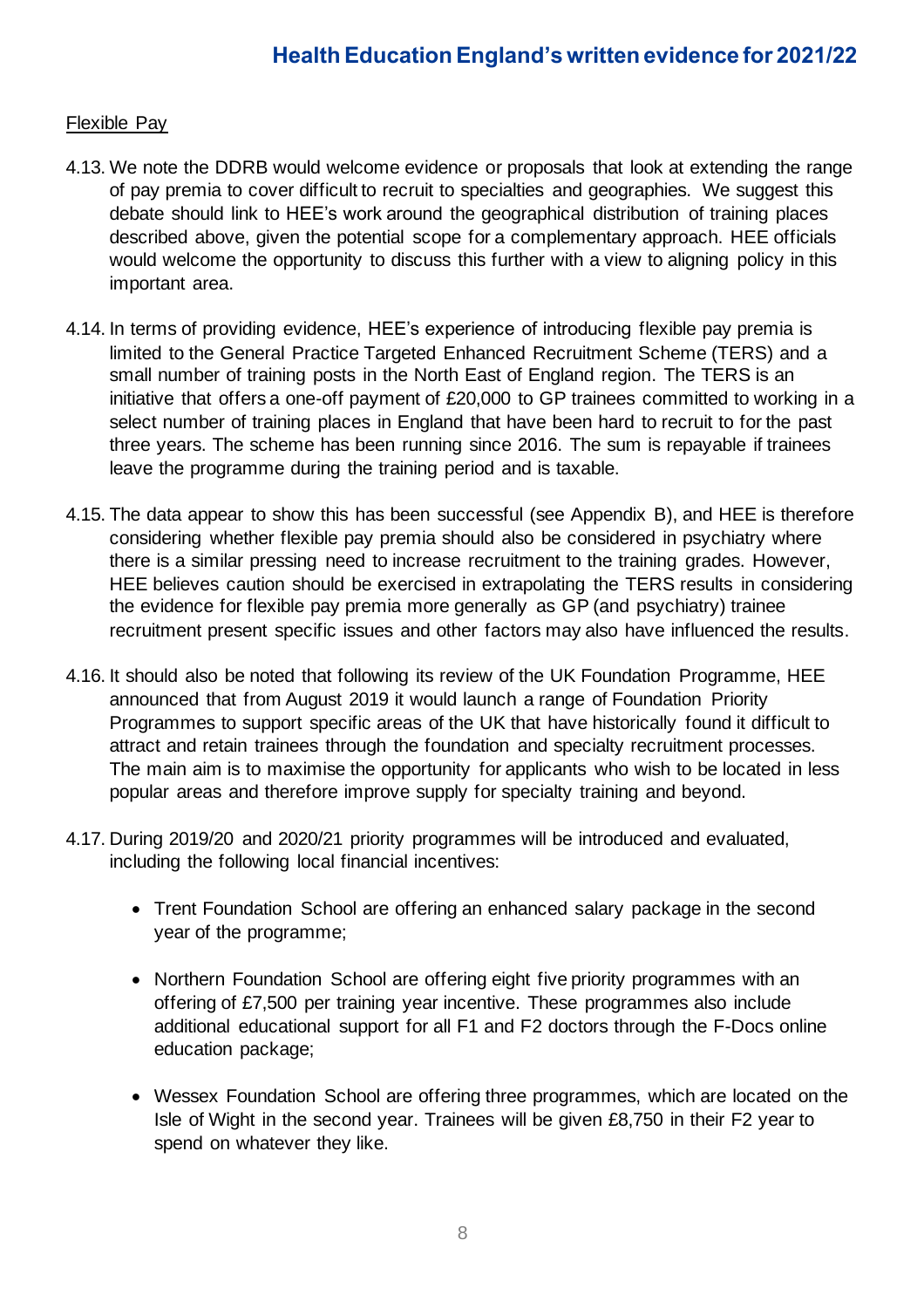Flexible Pay

4.13. We note the DDRB would welcome evidence or proposals that look at extending the range of pay premia to cover difficult to recruit to specialties and geographies. We suggest this debate should link to HEE's work around the geographical distribution of training places described above, given the potential scope for a complementary approach. HEE officials would welcome the opportunity to discuss this further with a view to aligning policy in this important area.

4.14. In terms of providing evidence, HEE's experience of introducing flexible pay premia is limited to the General Practice Targeted Enhanced Recruitment Scheme (TERS) and a small number of training posts in the North East of England region. The TERS is an initiative that offers a one-off payment of £20,000 to GP trainees committed to working in a select number of training places in England that have been hard to recruit to for the past three years. The scheme has been running since 2016. The sum is repayable if trainees leave the programme during the training period and is taxable.

4.15. The data appear to show this has been successful (see Appendix B), and HEE is therefore considering whether flexible pay premia should also be considered in psychiatry where there is a similar pressing need to increase recruitment to the training grades. However, HEE believes caution should be exercised in extrapolating the TERS results in considering the evidence for flexible pay premia more generally as GP (and psychiatry) trainee recruitment present specific issues and other factors may also have influenced the results.

4.16. It should also be noted that following its review of the UK Foundation Programme, HEE announced that from August 2019 it would launch a range of Foundation Priority Programmes to support specific areas of the UK that have historically found it difficult to attract and retain trainees through the foundation and specialty recruitment processes. The main aim is to maximise the opportunity for applicants who wish to be located in less popular areas and therefore improve supply for specialty training and beyond.

4.17. During 2019/20 and 2020/21 priority programmes will be introduced and evaluated, including the following local financial incentives:

- Trent Foundation School are offering an enhanced salary package in the second year of the programme;
- Northern Foundation School are offering eight five priority programmes with an offering of £7,500 per training year incentive. These programmes also include additional educational support for all F1 and F2 doctors through the F-Docs online education package;
- Wessex Foundation School are offering three programmes, which are located on the Isle of Wight in the second year. Trainees will be given £8,750 in their F2 year to spend on whatever they like.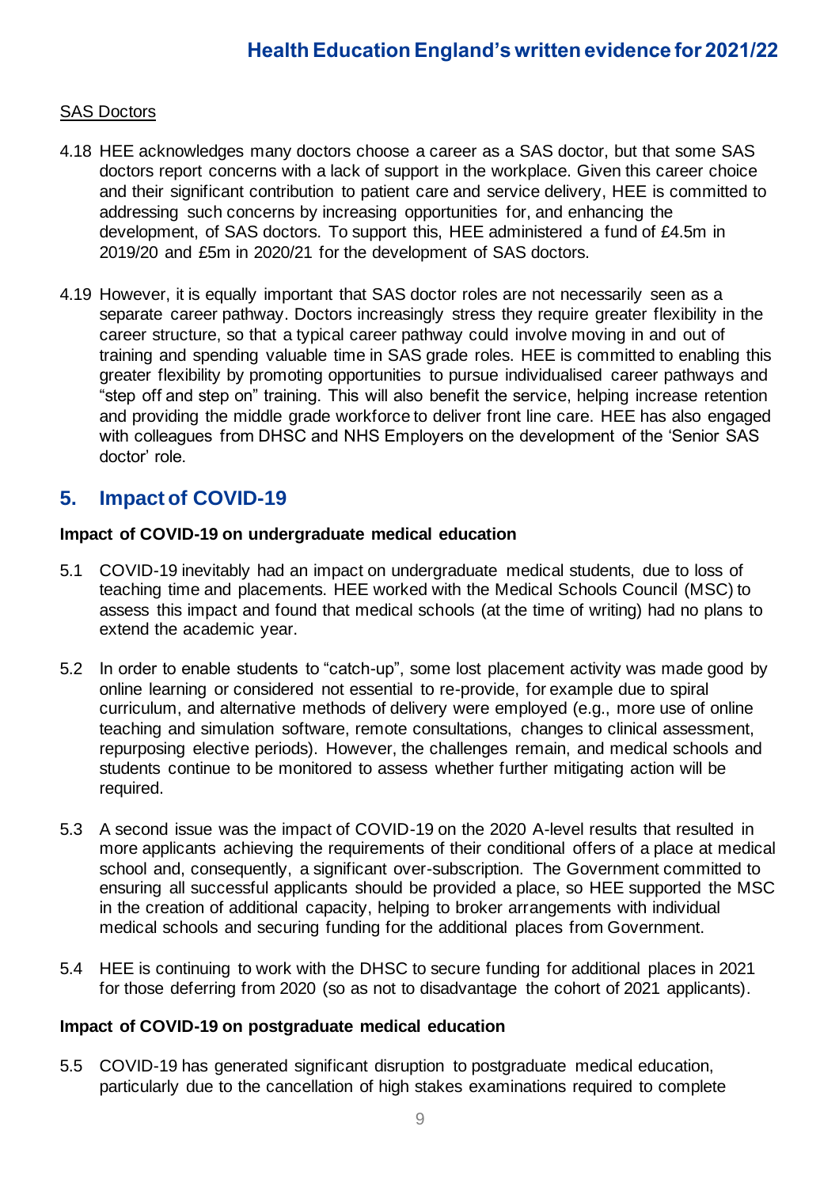SAS Doctors

4.18 HEE acknowledges many doctors choose a career as a SAS doctor, but that some SAS doctors report concerns with a lack of support in the workplace. Given this career choice and their significant contribution to patient care and service delivery, HEE is committed to addressing such concerns by increasing opportunities for, and enhancing the development, of SAS doctors. To support this, HEE administered a fund of £4.5m in 2019/20 and £5m in 2020/21 for the development of SAS doctors.

4.19 However, it is equally important that SAS doctor roles are not necessarily seen as a separate career pathway. Doctors increasingly stress they require greater flexibility in the career structure, so that a typical career pathway could involve moving in and out of training and spending valuable time in SAS grade roles. HEE is committed to enabling this greater flexibility by promoting opportunities to pursue individualised career pathways and "step off and step on" training. This will also benefit the service, helping increase retention and providing the middle grade workforce to deliver front line care. HEE has also engaged with colleagues from DHSC and NHS Employers on the development of the 'Senior SAS doctor' role.

## 5. Impact of COVID-19

**Impact of COVID-19 on undergraduate medical education**

5.1 COVID-19 inevitably had an impact on undergraduate medical students, due to loss of teaching time and placements. HEE worked with the Medical Schools Council (MSC) to assess this impact and found that medical schools (at the time of writing) had no plans to extend the academic year.

5.2 In order to enable students to "catch-up", some lost placement activity was made good by online learning or considered not essential to re-provide, for example due to spiral curriculum, and alternative methods of delivery were employed (e.g., more use of online teaching and simulation software, remote consultations, changes to clinical assessment, repurposing elective periods). However, the challenges remain, and medical schools and students continue to be monitored to assess whether further mitigating action will be required.

5.3 A second issue was the impact of COVID-19 on the 2020 A-level results that resulted in more applicants achieving the requirements of their conditional offers of a place at medical school and, consequently, a significant over-subscription. The Government committed to ensuring all successful applicants should be provided a place, so HEE supported the MSC in the creation of additional capacity, helping to broker arrangements with individual medical schools and securing funding for the additional places from Government.

5.4 HEE is continuing to work with the DHSC to secure funding for additional places in 2021 for those deferring from 2020 (so as not to disadvantage the cohort of 2021 applicants).

**Impact of COVID-19 on postgraduate medical education**

5.5 COVID-19 has generated significant disruption to postgraduate medical education, particularly due to the cancellation of high stakes examinations required to complete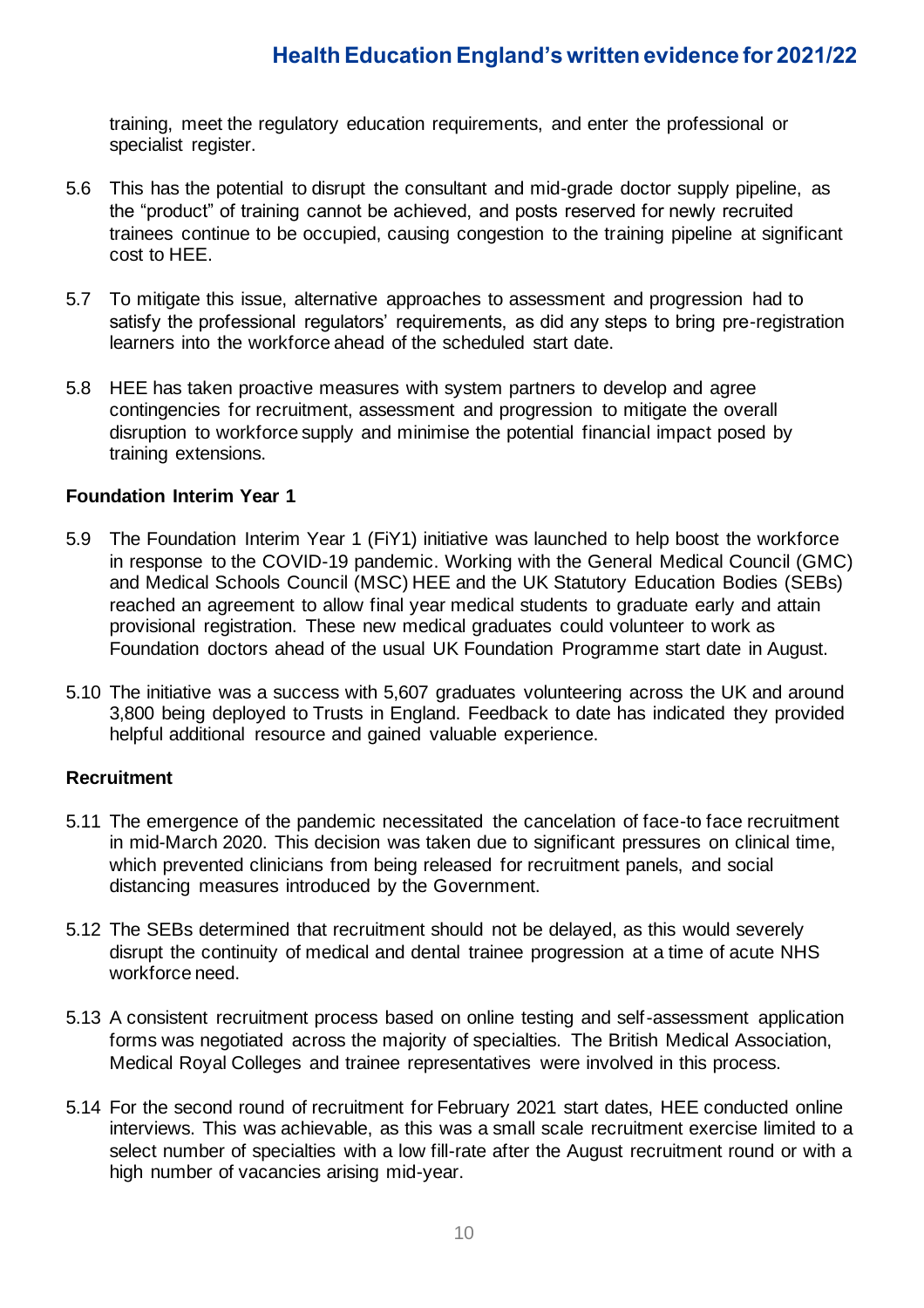training, meet the regulatory education requirements, and enter the professional or specialist register.

5.6 This has the potential to disrupt the consultant and mid-grade doctor supply pipeline, as the "product" of training cannot be achieved, and posts reserved for newly recruited trainees continue to be occupied, causing congestion to the training pipeline at significant cost to HEE.

5.7 To mitigate this issue, alternative approaches to assessment and progression had to satisfy the professional regulators' requirements, as did any steps to bring pre-registration learners into the workforce ahead of the scheduled start date.

5.8 HEE has taken proactive measures with system partners to develop and agree contingencies for recruitment, assessment and progression to mitigate the overall disruption to workforce supply and minimise the potential financial impact posed by training extensions.

**Foundation Interim Year 1**

5.9 The Foundation Interim Year 1 (FiY1) initiative was launched to help boost the workforce in response to the COVID-19 pandemic. Working with the General Medical Council (GMC) and Medical Schools Council (MSC) HEE and the UK Statutory Education Bodies (SEBs) reached an agreement to allow final year medical students to graduate early and attain provisional registration. These new medical graduates could volunteer to work as Foundation doctors ahead of the usual UK Foundation Programme start date in August.

5.10 The initiative was a success with 5,607 graduates volunteering across the UK and around 3,800 being deployed to Trusts in England. Feedback to date has indicated they provided helpful additional resource and gained valuable experience.

**Recruitment**

5.11 The emergence of the pandemic necessitated the cancelation of face-to face recruitment in mid-March 2020. This decision was taken due to significant pressures on clinical time, which prevented clinicians from being released for recruitment panels, and social distancing measures introduced by the Government.

5.12 The SEBs determined that recruitment should not be delayed, as this would severely disrupt the continuity of medical and dental trainee progression at a time of acute NHS workforce need.

5.13 A consistent recruitment process based on online testing and self-assessment application forms was negotiated across the majority of specialties. The British Medical Association, Medical Royal Colleges and trainee representatives were involved in this process.

5.14 For the second round of recruitment for February 2021 start dates, HEE conducted online interviews. This was achievable, as this was a small scale recruitment exercise limited to a select number of specialties with a low fill-rate after the August recruitment round or with a high number of vacancies arising mid-year.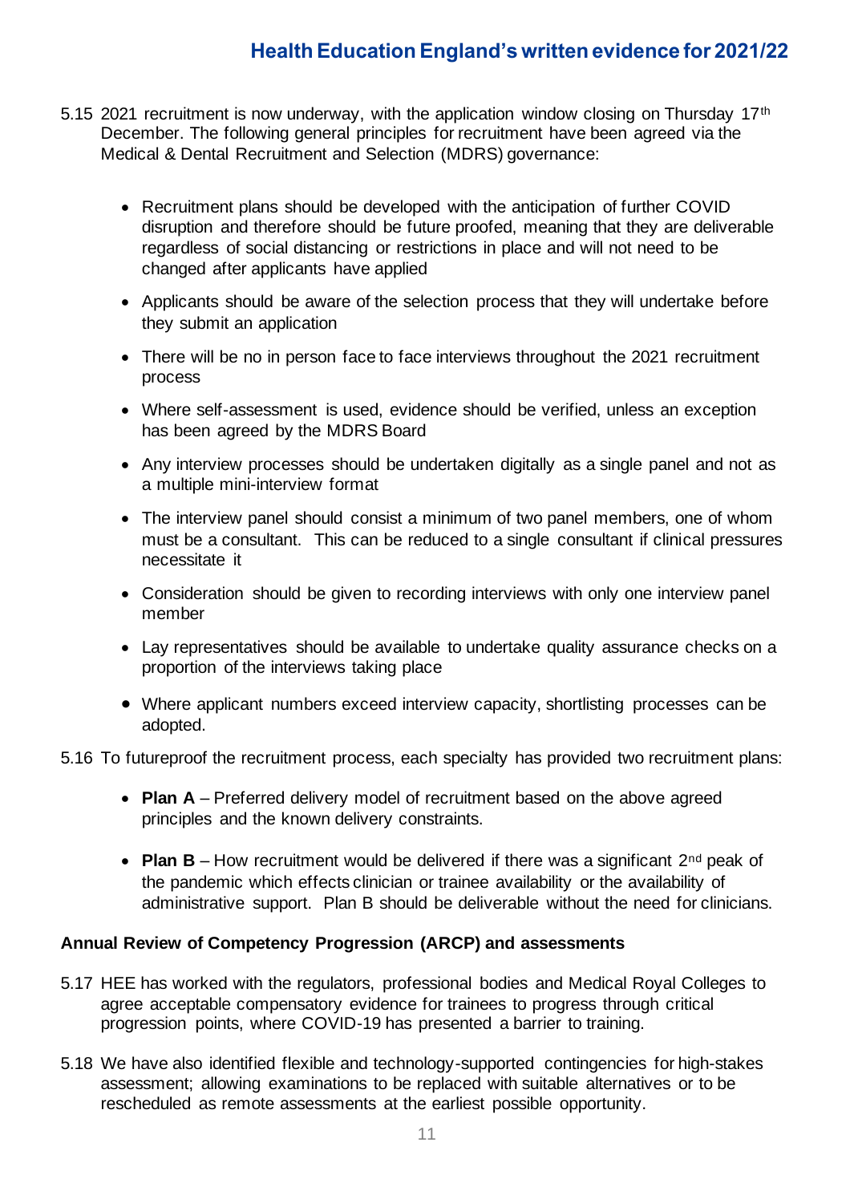5.15 2021 recruitment is now underway, with the application window closing on Thursday 17th December. The following general principles for recruitment have been agreed via the Medical & Dental Recruitment and Selection (MDRS) governance:

- Recruitment plans should be developed with the anticipation of further COVID disruption and therefore should be future proofed, meaning that they are deliverable regardless of social distancing or restrictions in place and will not need to be changed after applicants have applied
- Applicants should be aware of the selection process that they will undertake before they submit an application
- There will be no in person face to face interviews throughout the 2021 recruitment process
- Where self-assessment is used, evidence should be verified, unless an exception has been agreed by the MDRS Board
- Any interview processes should be undertaken digitally as a single panel and not as a multiple mini-interview format
- The interview panel should consist a minimum of two panel members, one of whom must be a consultant. This can be reduced to a single consultant if clinical pressures necessitate it
- Consideration should be given to recording interviews with only one interview panel member
- Lay representatives should be available to undertake quality assurance checks on a proportion of the interviews taking place
- Where applicant numbers exceed interview capacity, shortlisting processes can be adopted.

5.16 To futureproof the recruitment process, each specialty has provided two recruitment plans:

- **Plan A** – Preferred delivery model of recruitment based on the above agreed principles and the known delivery constraints.
- **Plan B** – How recruitment would be delivered if there was a significant 2nd peak of the pandemic which effects clinician or trainee availability or the availability of administrative support. Plan B should be deliverable without the need for clinicians.

**Annual Review of Competency Progression (ARCP) and assessments**

5.17 HEE has worked with the regulators, professional bodies and Medical Royal Colleges to agree acceptable compensatory evidence for trainees to progress through critical progression points, where COVID-19 has presented a barrier to training.

5.18 We have also identified flexible and technology-supported contingencies for high-stakes assessment; allowing examinations to be replaced with suitable alternatives or to be rescheduled as remote assessments at the earliest possible opportunity.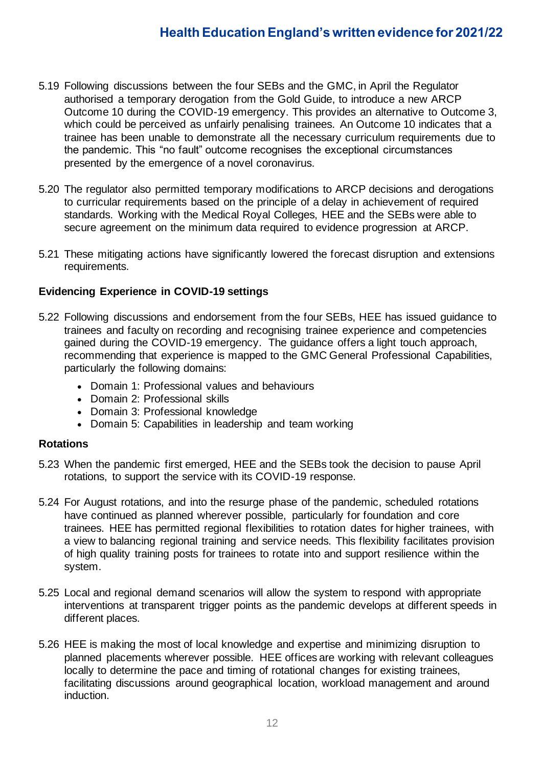5.19 Following discussions between the four SEBs and the GMC, in April the Regulator authorised a temporary derogation from the Gold Guide, to introduce a new ARCP Outcome 10 during the COVID-19 emergency. This provides an alternative to Outcome 3, which could be perceived as unfairly penalising trainees. An Outcome 10 indicates that a trainee has been unable to demonstrate all the necessary curriculum requirements due to the pandemic. This "no fault" outcome recognises the exceptional circumstances presented by the emergence of a novel coronavirus.

5.20 The regulator also permitted temporary modifications to ARCP decisions and derogations to curricular requirements based on the principle of a delay in achievement of required standards. Working with the Medical Royal Colleges, HEE and the SEBs were able to secure agreement on the minimum data required to evidence progression at ARCP.

5.21 These mitigating actions have significantly lowered the forecast disruption and extensions requirements.

**Evidencing Experience in COVID-19 settings**

5.22 Following discussions and endorsement from the four SEBs, HEE has issued guidance to trainees and faculty on recording and recognising trainee experience and competencies gained during the COVID-19 emergency. The guidance offers a light touch approach, recommending that experience is mapped to the GMC General Professional Capabilities, particularly the following domains:

- Domain 1: Professional values and behaviours
- Domain 2: Professional skills
- Domain 3: Professional knowledge
- Domain 5: Capabilities in leadership and team working

**Rotations**

5.23 When the pandemic first emerged, HEE and the SEBs took the decision to pause April rotations, to support the service with its COVID-19 response.

5.24 For August rotations, and into the resurge phase of the pandemic, scheduled rotations have continued as planned wherever possible, particularly for foundation and core trainees. HEE has permitted regional flexibilities to rotation dates for higher trainees, with a view to balancing regional training and service needs. This flexibility facilitates provision of high quality training posts for trainees to rotate into and support resilience within the system.

5.25 Local and regional demand scenarios will allow the system to respond with appropriate interventions at transparent trigger points as the pandemic develops at different speeds in different places.

5.26 HEE is making the most of local knowledge and expertise and minimizing disruption to planned placements wherever possible. HEE offices are working with relevant colleagues locally to determine the pace and timing of rotational changes for existing trainees, facilitating discussions around geographical location, workload management and around induction.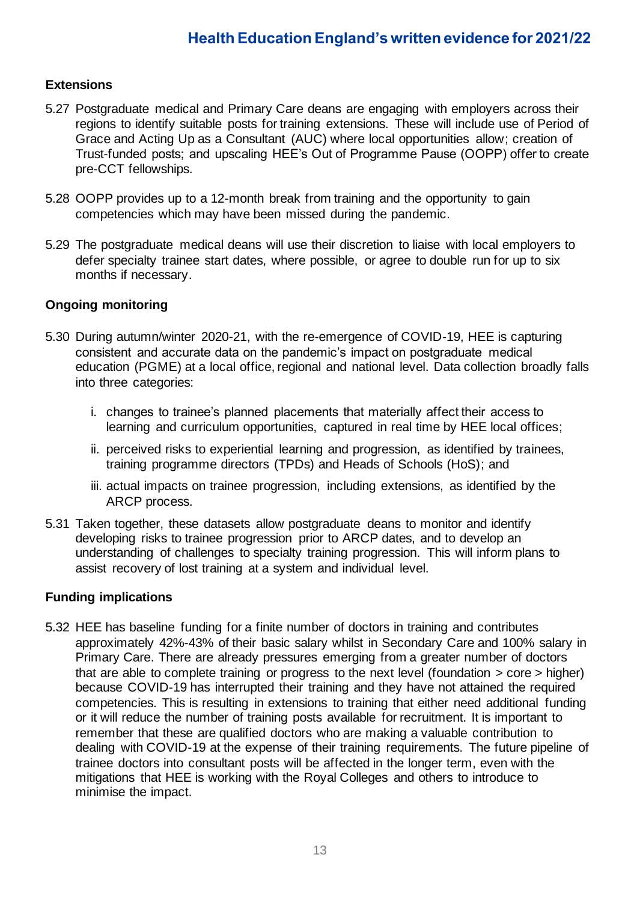### Extensions

5.27 Postgraduate medical and Primary Care deans are engaging with employers across their regions to identify suitable posts for training extensions. These will include use of Period of Grace and Acting Up as a Consultant (AUC) where local opportunities allow; creation of Trust-funded posts; and upscaling HEE's Out of Programme Pause (OOPP) offer to create pre-CCT fellowships.

5.28 OOPP provides up to a 12-month break from training and the opportunity to gain competencies which may have been missed during the pandemic.

5.29 The postgraduate medical deans will use their discretion to liaise with local employers to defer specialty trainee start dates, where possible, or agree to double run for up to six months if necessary.

### Ongoing monitoring

5.30 During autumn/winter 2020-21, with the re-emergence of COVID-19, HEE is capturing consistent and accurate data on the pandemic's impact on postgraduate medical education (PGME) at a local office, regional and national level. Data collection broadly falls into three categories:

  i. changes to trainee's planned placements that materially affect their access to learning and curriculum opportunities, captured in real time by HEE local offices;

  ii. perceived risks to experiential learning and progression, as identified by trainees, training programme directors (TPDs) and Heads of Schools (HoS); and

  iii. actual impacts on trainee progression, including extensions, as identified by the ARCP process.

5.31 Taken together, these datasets allow postgraduate deans to monitor and identify developing risks to trainee progression prior to ARCP dates, and to develop an understanding of challenges to specialty training progression. This will inform plans to assist recovery of lost training at a system and individual level.

### Funding implications

5.32 HEE has baseline funding for a finite number of doctors in training and contributes approximately 42%-43% of their basic salary whilst in Secondary Care and 100% salary in Primary Care. There are already pressures emerging from a greater number of doctors that are able to complete training or progress to the next level (foundation > core > higher) because COVID-19 has interrupted their training and they have not attained the required competencies. This is resulting in extensions to training that either need additional funding or it will reduce the number of training posts available for recruitment. It is important to remember that these are qualified doctors who are making a valuable contribution to dealing with COVID-19 at the expense of their training requirements. The future pipeline of trainee doctors into consultant posts will be affected in the longer term, even with the mitigations that HEE is working with the Royal Colleges and others to introduce to minimise the impact.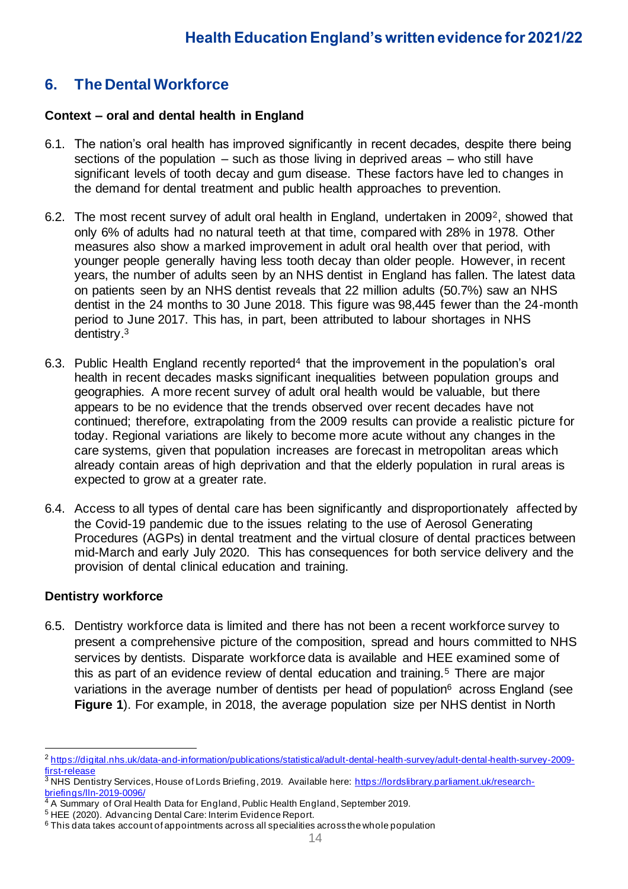## 6. The Dental Workforce

**Context – oral and dental health in England**

6.1. The nation's oral health has improved significantly in recent decades, despite there being sections of the population – such as those living in deprived areas – who still have significant levels of tooth decay and gum disease. These factors have led to changes in the demand for dental treatment and public health approaches to prevention.

6.2. The most recent survey of adult oral health in England, undertaken in 2009[2], showed that only 6% of adults had no natural teeth at that time, compared with 28% in 1978. Other measures also show a marked improvement in adult oral health over that period, with younger people generally having less tooth decay than older people. However, in recent years, the number of adults seen by an NHS dentist in England has fallen. The latest data on patients seen by an NHS dentist reveals that 22 million adults (50.7%) saw an NHS dentist in the 24 months to 30 June 2018. This figure was 98,445 fewer than the 24-month period to June 2017. This has, in part, been attributed to labour shortages in NHS dentistry.[3]

6.3. Public Health England recently reported[4] that the improvement in the population's oral health in recent decades masks significant inequalities between population groups and geographies. A more recent survey of adult oral health would be valuable, but there appears to be no evidence that the trends observed over recent decades have not continued; therefore, extrapolating from the 2009 results can provide a realistic picture for today. Regional variations are likely to become more acute without any changes in the care systems, given that population increases are forecast in metropolitan areas which already contain areas of high deprivation and that the elderly population in rural areas is expected to grow at a greater rate.

6.4. Access to all types of dental care has been significantly and disproportionately affected by the Covid-19 pandemic due to the issues relating to the use of Aerosol Generating Procedures (AGPs) in dental treatment and the virtual closure of dental practices between mid-March and early July 2020. This has consequences for both service delivery and the provision of dental clinical education and training.

**Dentistry workforce**

6.5. Dentistry workforce data is limited and there has not been a recent workforce survey to present a comprehensive picture of the composition, spread and hours committed to NHS services by dentists. Disparate workforce data is available and HEE examined some of this as part of an evidence review of dental education and training.[5] There are major variations in the average number of dentists per head of population[6] across England (see **Figure 1**). For example, in 2018, the average population size per NHS dentist in North

---

[2] https://digital.nhs.uk/data-and-information/publications/statistical/adult-dental-health-survey/adult-dental-health-survey-2009-first-release

[3] NHS Dentistry Services, House of Lords Briefing, 2019. Available here: https://lordslibrary.parliament.uk/research-briefings/lln-2019-0096/

[4] A Summary of Oral Health Data for England, Public Health England, September 2019.

[5] HEE (2020). Advancing Dental Care: Interim Evidence Report.

[6] This data takes account of appointments across all specialities across the whole population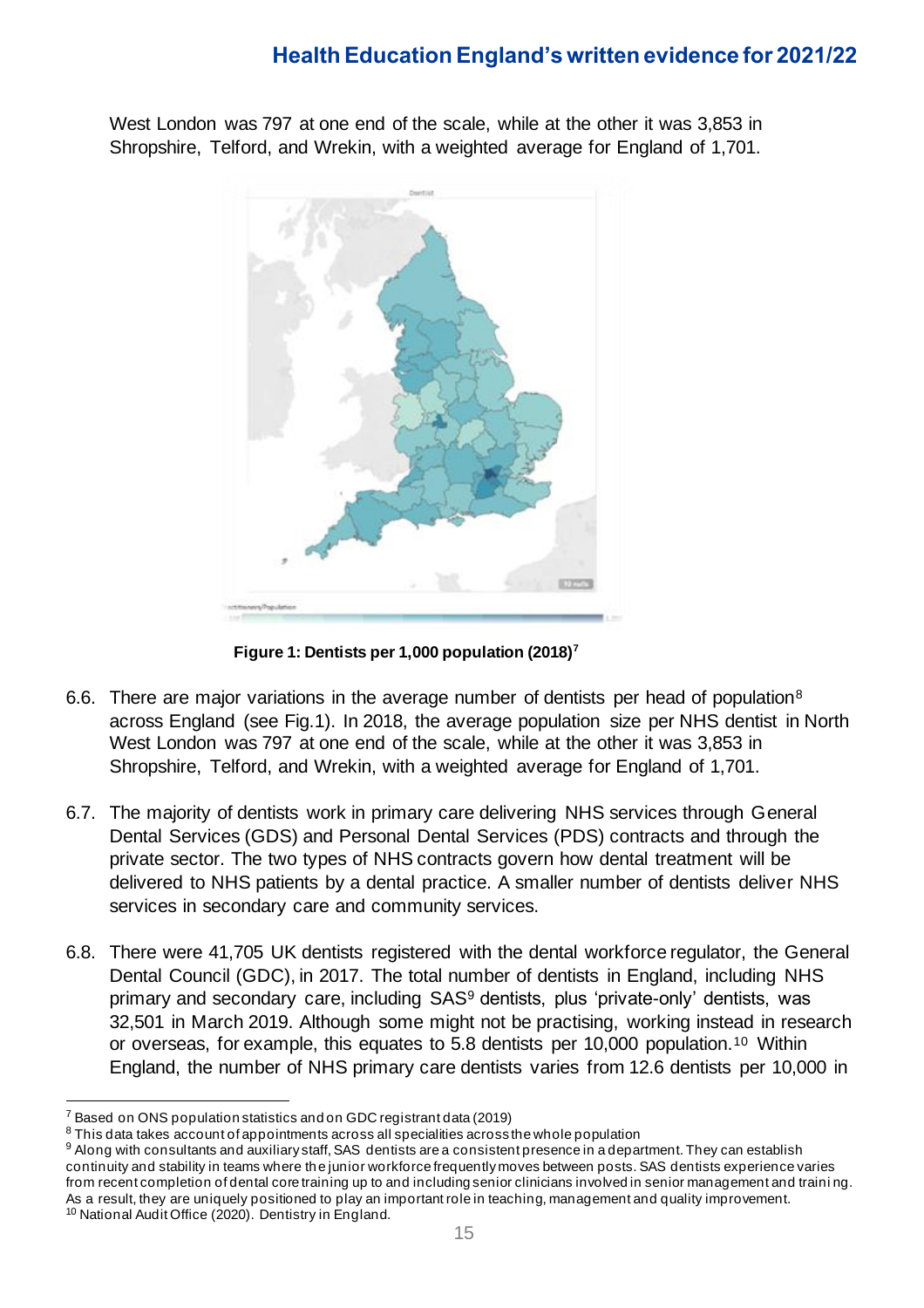West London was 797 at one end of the scale, while at the other it was 3,853 in Shropshire, Telford, and Wrekin, with a weighted average for England of 1,701.

**Figure 1: Dentists per 1,000 population (2018)**[7]

6.6. There are major variations in the average number of dentists per head of population[8] across England (see Fig.1). In 2018, the average population size per NHS dentist in North West London was 797 at one end of the scale, while at the other it was 3,853 in Shropshire, Telford, and Wrekin, with a weighted average for England of 1,701.

6.7. The majority of dentists work in primary care delivering NHS services through General Dental Services (GDS) and Personal Dental Services (PDS) contracts and through the private sector. The two types of NHS contracts govern how dental treatment will be delivered to NHS patients by a dental practice. A smaller number of dentists deliver NHS services in secondary care and community services.

6.8. There were 41,705 UK dentists registered with the dental workforce regulator, the General Dental Council (GDC), in 2017. The total number of dentists in England, including NHS primary and secondary care, including SAS[9] dentists, plus 'private-only' dentists, was 32,501 in March 2019. Although some might not be practising, working instead in research or overseas, for example, this equates to 5.8 dentists per 10,000 population.[10] Within England, the number of NHS primary care dentists varies from 12.6 dentists per 10,000 in

---

[7] Based on ONS population statistics and on GDC registrant data (2019)

[8] This data takes account of appointments across all specialities across the whole population

[9] Along with consultants and auxiliary staff, SAS dentists are a consistent presence in a department. They can establish continuity and stability in teams where the junior workforce frequently moves between posts. SAS dentists experience varies from recent completion of dental core training up to and including senior clinicians involved in senior management and training. As a result, they are uniquely positioned to play an important role in teaching, management and quality improvement.

[10] National Audit Office (2020). Dentistry in England.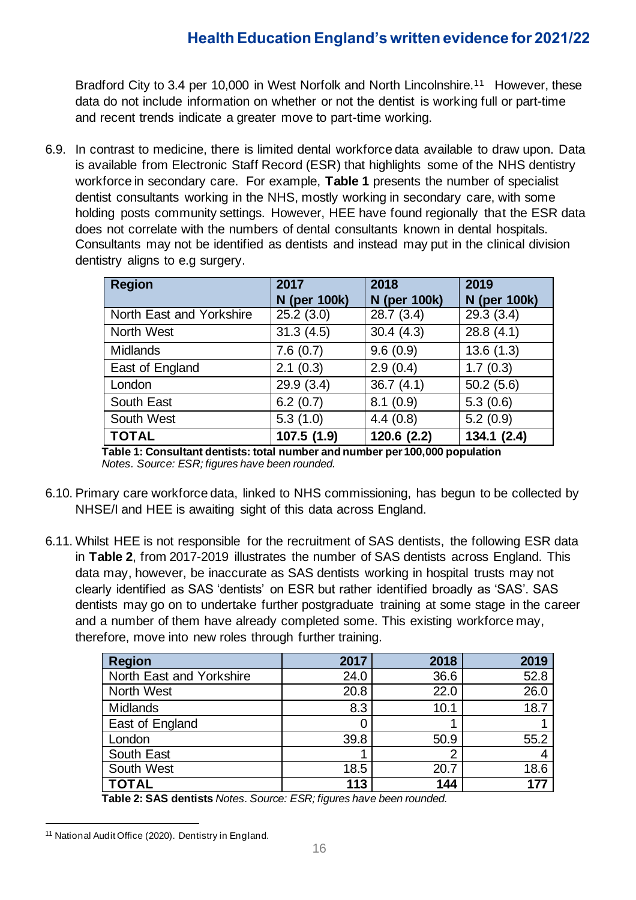Bradford City to 3.4 per 10,000 in West Norfolk and North Lincolnshire.[11] However, these data do not include information on whether or not the dentist is working full or part-time and recent trends indicate a greater move to part-time working.

6.9. In contrast to medicine, there is limited dental workforce data available to draw upon. Data is available from Electronic Staff Record (ESR) that highlights some of the NHS dentistry workforce in secondary care. For example, **Table 1** presents the number of specialist dentist consultants working in the NHS, mostly working in secondary care, with some holding posts community settings. However, HEE have found regionally that the ESR data does not correlate with the numbers of dental consultants known in dental hospitals. Consultants may not be identified as dentists and instead may put in the clinical division dentistry aligns to e.g surgery.

| Region | 2017 N (per 100k) | 2018 N (per 100k) | 2019 N (per 100k) |
|---|---|---|---|
| North East and Yorkshire | 25.2 (3.0) | 28.7 (3.4) | 29.3 (3.4) |
| North West | 31.3 (4.5) | 30.4 (4.3) | 28.8 (4.1) |
| Midlands | 7.6 (0.7) | 9.6 (0.9) | 13.6 (1.3) |
| East of England | 2.1 (0.3) | 2.9 (0.4) | 1.7 (0.3) |
| London | 29.9 (3.4) | 36.7 (4.1) | 50.2 (5.6) |
| South East | 6.2 (0.7) | 8.1 (0.9) | 5.3 (0.6) |
| South West | 5.3 (1.0) | 4.4 (0.8) | 5.2 (0.9) |
| **TOTAL** | **107.5 (1.9)** | **120.6 (2.2)** | **134.1 (2.4)** |

**Table 1: Consultant dentists: total number and number per 100,000 population**
*Notes. Source: ESR; figures have been rounded.*

6.10. Primary care workforce data, linked to NHS commissioning, has begun to be collected by NHSE/I and HEE is awaiting sight of this data across England.

6.11. Whilst HEE is not responsible for the recruitment of SAS dentists, the following ESR data in **Table 2**, from 2017-2019 illustrates the number of SAS dentists across England. This data may, however, be inaccurate as SAS dentists working in hospital trusts may not clearly identified as SAS 'dentists' on ESR but rather identified broadly as 'SAS'. SAS dentists may go on to undertake further postgraduate training at some stage in the career and a number of them have already completed some. This existing workforce may, therefore, move into new roles through further training.

| Region | 2017 | 2018 | 2019 |
|---|---:|---:|---:|
| North East and Yorkshire | 24.0 | 36.6 | 52.8 |
| North West | 20.8 | 22.0 | 26.0 |
| Midlands | 8.3 | 10.1 | 18.7 |
| East of England | 0 | 1 | 1 |
| London | 39.8 | 50.9 | 55.2 |
| South East | 1 | 2 | 4 |
| South West | 18.5 | 20.7 | 18.6 |
| **TOTAL** | **113** | **144** | **177** |

**Table 2: SAS dentists** *Notes. Source: ESR; figures have been rounded.*

[11] National Audit Office (2020). Dentistry in England.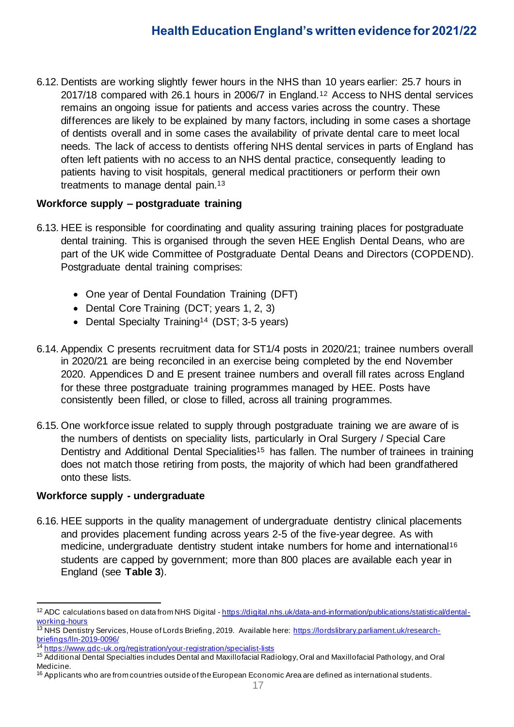6.12. Dentists are working slightly fewer hours in the NHS than 10 years earlier: 25.7 hours in 2017/18 compared with 26.1 hours in 2006/7 in England.[12] Access to NHS dental services remains an ongoing issue for patients and access varies across the country. These differences are likely to be explained by many factors, including in some cases a shortage of dentists overall and in some cases the availability of private dental care to meet local needs. The lack of access to dentists offering NHS dental services in parts of England has often left patients with no access to an NHS dental practice, consequently leading to patients having to visit hospitals, general medical practitioners or perform their own treatments to manage dental pain.[13]

**Workforce supply – postgraduate training**

6.13. HEE is responsible for coordinating and quality assuring training places for postgraduate dental training. This is organised through the seven HEE English Dental Deans, who are part of the UK wide Committee of Postgraduate Dental Deans and Directors (COPDEND). Postgraduate dental training comprises:

- One year of Dental Foundation Training (DFT)
- Dental Core Training (DCT; years 1, 2, 3)
- Dental Specialty Training[14] (DST; 3-5 years)

6.14. Appendix C presents recruitment data for ST1/4 posts in 2020/21; trainee numbers overall in 2020/21 are being reconciled in an exercise being completed by the end November 2020. Appendices D and E present trainee numbers and overall fill rates across England for these three postgraduate training programmes managed by HEE. Posts have consistently been filled, or close to filled, across all training programmes.

6.15. One workforce issue related to supply through postgraduate training we are aware of is the numbers of dentists on speciality lists, particularly in Oral Surgery / Special Care Dentistry and Additional Dental Specialities[15] has fallen. The number of trainees in training does not match those retiring from posts, the majority of which had been grandfathered onto these lists.

**Workforce supply - undergraduate**

6.16. HEE supports in the quality management of undergraduate dentistry clinical placements and provides placement funding across years 2-5 of the five-year degree. As with medicine, undergraduate dentistry student intake numbers for home and international[16] students are capped by government; more than 800 places are available each year in England (see **Table 3**).

---

[12] ADC calculations based on data from NHS Digital - https://digital.nhs.uk/data-and-information/publications/statistical/dental-working-hours

[13] NHS Dentistry Services, House of Lords Briefing, 2019. Available here: https://lordslibrary.parliament.uk/research-briefings/lln-2019-0096/

[14] https://www.gdc-uk.org/registration/your-registration/specialist-lists

[15] Additional Dental Specialties includes Dental and Maxillofacial Radiology, Oral and Maxillofacial Pathology, and Oral Medicine.

[16] Applicants who are from countries outside of the European Economic Area are defined as international students.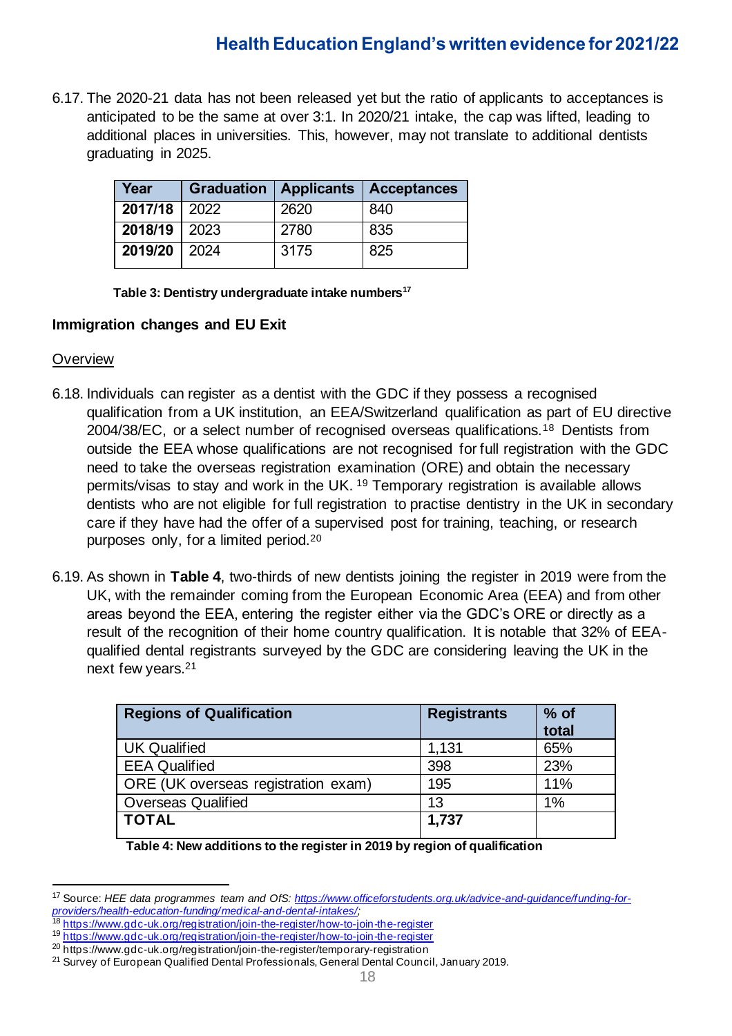6.17. The 2020-21 data has not been released yet but the ratio of applicants to acceptances is anticipated to be the same at over 3:1. In 2020/21 intake, the cap was lifted, leading to additional places in universities. This, however, may not translate to additional dentists graduating in 2025.

| Year | Graduation | Applicants | Acceptances |
|---|---|---|---|
| **2017/18** | 2022 | 2620 | 840 |
| **2018/19** | 2023 | 2780 | 835 |
| **2019/20** | 2024 | 3175 | 825 |

**Table 3: Dentistry undergraduate intake numbers**[17]

**Immigration changes and EU Exit**

Overview

6.18. Individuals can register as a dentist with the GDC if they possess a recognised qualification from a UK institution, an EEA/Switzerland qualification as part of EU directive 2004/38/EC, or a select number of recognised overseas qualifications.[18] Dentists from outside the EEA whose qualifications are not recognised for full registration with the GDC need to take the overseas registration examination (ORE) and obtain the necessary permits/visas to stay and work in the UK. [19] Temporary registration is available allows dentists who are not eligible for full registration to practise dentistry in the UK in secondary care if they have had the offer of a supervised post for training, teaching, or research purposes only, for a limited period.[20]

6.19. As shown in **Table 4**, two-thirds of new dentists joining the register in 2019 were from the UK, with the remainder coming from the European Economic Area (EEA) and from other areas beyond the EEA, entering the register either via the GDC's ORE or directly as a result of the recognition of their home country qualification. It is notable that 32% of EEA-qualified dental registrants surveyed by the GDC are considering leaving the UK in the next few years.[21]

| Regions of Qualification | Registrants | % of total |
|---|---|---|
| UK Qualified | 1,131 | 65% |
| EEA Qualified | 398 | 23% |
| ORE (UK overseas registration exam) | 195 | 11% |
| Overseas Qualified | 13 | 1% |
| **TOTAL** | **1,737** | |

**Table 4: New additions to the register in 2019 by region of qualification**

[17] Source: *HEE data programmes team and OfS: https://www.officeforstudents.org.uk/advice-and-guidance/funding-for-providers/health-education-funding/medical-and-dental-intakes/;*

[18] https://www.gdc-uk.org/registration/join-the-register/how-to-join-the-register

[19] https://www.gdc-uk.org/registration/join-the-register/how-to-join-the-register

[20] https://www.gdc-uk.org/registration/join-the-register/temporary-registration

[21] Survey of European Qualified Dental Professionals, General Dental Council, January 2019.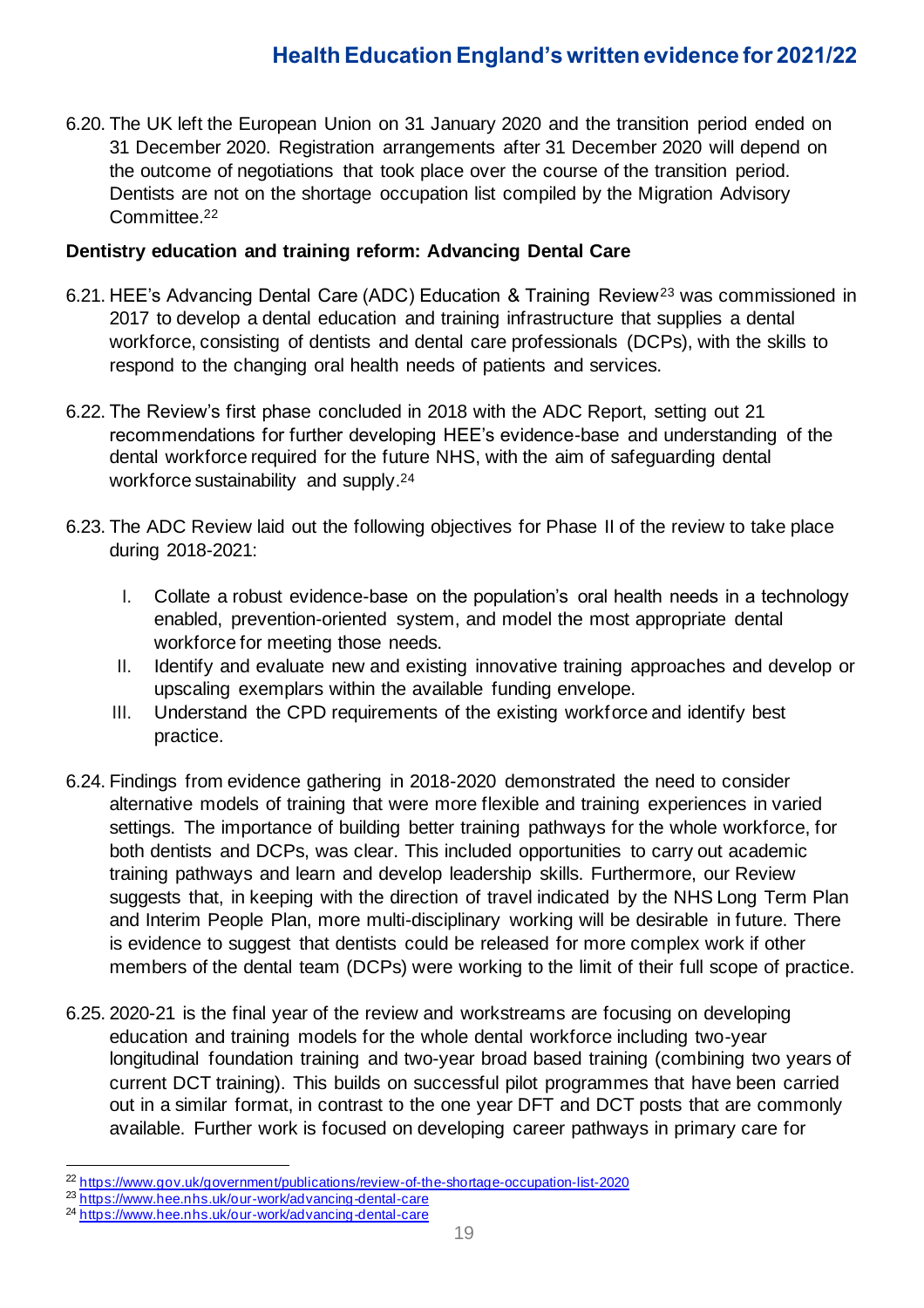6.20. The UK left the European Union on 31 January 2020 and the transition period ended on 31 December 2020. Registration arrangements after 31 December 2020 will depend on the outcome of negotiations that took place over the course of the transition period. Dentists are not on the shortage occupation list compiled by the Migration Advisory Committee.[22]

**Dentistry education and training reform: Advancing Dental Care**

6.21. HEE's Advancing Dental Care (ADC) Education & Training Review[23] was commissioned in 2017 to develop a dental education and training infrastructure that supplies a dental workforce, consisting of dentists and dental care professionals (DCPs), with the skills to respond to the changing oral health needs of patients and services.

6.22. The Review's first phase concluded in 2018 with the ADC Report, setting out 21 recommendations for further developing HEE's evidence-base and understanding of the dental workforce required for the future NHS, with the aim of safeguarding dental workforce sustainability and supply.[24]

6.23. The ADC Review laid out the following objectives for Phase II of the review to take place during 2018-2021:

I. Collate a robust evidence-base on the population's oral health needs in a technology enabled, prevention-oriented system, and model the most appropriate dental workforce for meeting those needs.
II. Identify and evaluate new and existing innovative training approaches and develop or upscaling exemplars within the available funding envelope.
III. Understand the CPD requirements of the existing workforce and identify best practice.

6.24. Findings from evidence gathering in 2018-2020 demonstrated the need to consider alternative models of training that were more flexible and training experiences in varied settings. The importance of building better training pathways for the whole workforce, for both dentists and DCPs, was clear. This included opportunities to carry out academic training pathways and learn and develop leadership skills. Furthermore, our Review suggests that, in keeping with the direction of travel indicated by the NHS Long Term Plan and Interim People Plan, more multi-disciplinary working will be desirable in future. There is evidence to suggest that dentists could be released for more complex work if other members of the dental team (DCPs) were working to the limit of their full scope of practice.

6.25. 2020-21 is the final year of the review and workstreams are focusing on developing education and training models for the whole dental workforce including two-year longitudinal foundation training and two-year broad based training (combining two years of current DCT training). This builds on successful pilot programmes that have been carried out in a similar format, in contrast to the one year DFT and DCT posts that are commonly available. Further work is focused on developing career pathways in primary care for

---

[22] https://www.gov.uk/government/publications/review-of-the-shortage-occupation-list-2020

[23] https://www.hee.nhs.uk/our-work/advancing-dental-care

[24] https://www.hee.nhs.uk/our-work/advancing-dental-care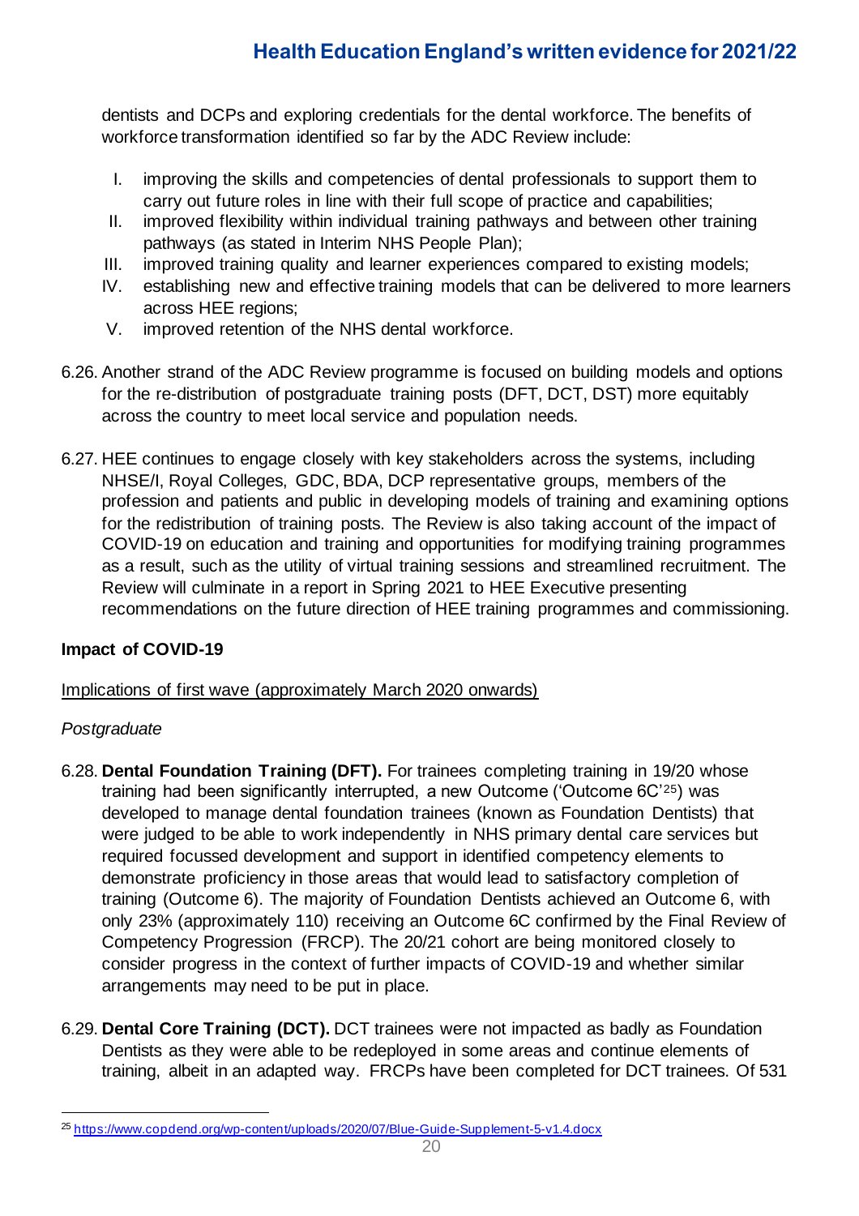dentists and DCPs and exploring credentials for the dental workforce. The benefits of workforce transformation identified so far by the ADC Review include:

I. improving the skills and competencies of dental professionals to support them to carry out future roles in line with their full scope of practice and capabilities;
II. improved flexibility within individual training pathways and between other training pathways (as stated in Interim NHS People Plan);
III. improved training quality and learner experiences compared to existing models;
IV. establishing new and effective training models that can be delivered to more learners across HEE regions;
V. improved retention of the NHS dental workforce.

6.26. Another strand of the ADC Review programme is focused on building models and options for the re-distribution of postgraduate training posts (DFT, DCT, DST) more equitably across the country to meet local service and population needs.

6.27. HEE continues to engage closely with key stakeholders across the systems, including NHSE/I, Royal Colleges, GDC, BDA, DCP representative groups, members of the profession and patients and public in developing models of training and examining options for the redistribution of training posts. The Review is also taking account of the impact of COVID-19 on education and training and opportunities for modifying training programmes as a result, such as the utility of virtual training sessions and streamlined recruitment. The Review will culminate in a report in Spring 2021 to HEE Executive presenting recommendations on the future direction of HEE training programmes and commissioning.

**Impact of COVID-19**

Implications of first wave (approximately March 2020 onwards)

*Postgraduate*

6.28. **Dental Foundation Training (DFT).** For trainees completing training in 19/20 whose training had been significantly interrupted, a new Outcome ('Outcome 6C'[25]) was developed to manage dental foundation trainees (known as Foundation Dentists) that were judged to be able to work independently in NHS primary dental care services but required focussed development and support in identified competency elements to demonstrate proficiency in those areas that would lead to satisfactory completion of training (Outcome 6). The majority of Foundation Dentists achieved an Outcome 6, with only 23% (approximately 110) receiving an Outcome 6C confirmed by the Final Review of Competency Progression (FRCP). The 20/21 cohort are being monitored closely to consider progress in the context of further impacts of COVID-19 and whether similar arrangements may need to be put in place.

6.29. **Dental Core Training (DCT).** DCT trainees were not impacted as badly as Foundation Dentists as they were able to be redeployed in some areas and continue elements of training, albeit in an adapted way. FRCPs have been completed for DCT trainees. Of 531

[25] https://www.copdend.org/wp-content/uploads/2020/07/Blue-Guide-Supplement-5-v1.4.docx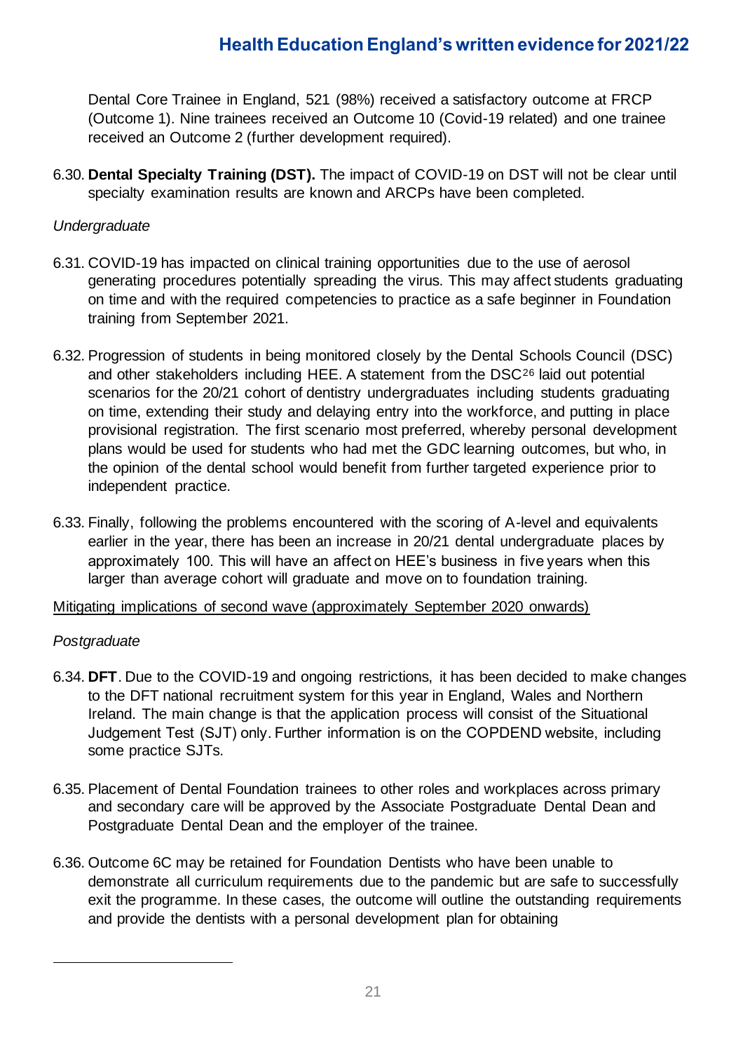Dental Core Trainee in England, 521 (98%) received a satisfactory outcome at FRCP (Outcome 1). Nine trainees received an Outcome 10 (Covid-19 related) and one trainee received an Outcome 2 (further development required).

6.30. **Dental Specialty Training (DST).** The impact of COVID-19 on DST will not be clear until specialty examination results are known and ARCPs have been completed.

*Undergraduate*

6.31. COVID-19 has impacted on clinical training opportunities due to the use of aerosol generating procedures potentially spreading the virus. This may affect students graduating on time and with the required competencies to practice as a safe beginner in Foundation training from September 2021.

6.32. Progression of students in being monitored closely by the Dental Schools Council (DSC) and other stakeholders including HEE. A statement from the DSC[26] laid out potential scenarios for the 20/21 cohort of dentistry undergraduates including students graduating on time, extending their study and delaying entry into the workforce, and putting in place provisional registration. The first scenario most preferred, whereby personal development plans would be used for students who had met the GDC learning outcomes, but who, in the opinion of the dental school would benefit from further targeted experience prior to independent practice.

6.33. Finally, following the problems encountered with the scoring of A-level and equivalents earlier in the year, there has been an increase in 20/21 dental undergraduate places by approximately 100. This will have an affect on HEE's business in five years when this larger than average cohort will graduate and move on to foundation training.

<u>Mitigating implications of second wave (approximately September 2020 onwards)</u>

*Postgraduate*

6.34. **DFT**. Due to the COVID-19 and ongoing restrictions, it has been decided to make changes to the DFT national recruitment system for this year in England, Wales and Northern Ireland. The main change is that the application process will consist of the Situational Judgement Test (SJT) only. Further information is on the COPDEND website, including some practice SJTs.

6.35. Placement of Dental Foundation trainees to other roles and workplaces across primary and secondary care will be approved by the Associate Postgraduate Dental Dean and Postgraduate Dental Dean and the employer of the trainee.

6.36. Outcome 6C may be retained for Foundation Dentists who have been unable to demonstrate all curriculum requirements due to the pandemic but are safe to successfully exit the programme. In these cases, the outcome will outline the outstanding requirements and provide the dentists with a personal development plan for obtaining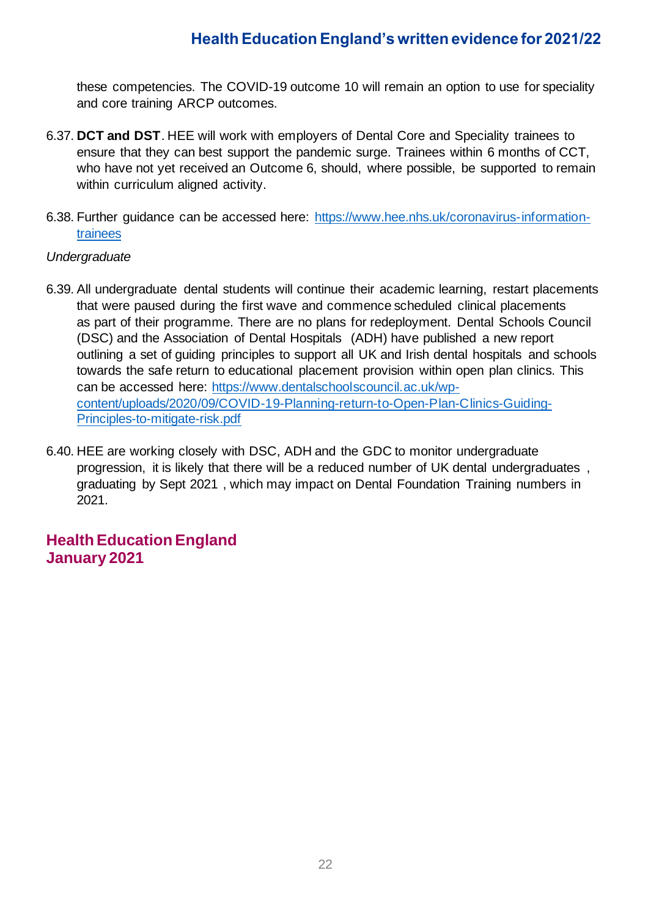these competencies. The COVID-19 outcome 10 will remain an option to use for speciality and core training ARCP outcomes.

6.37. **DCT and DST**. HEE will work with employers of Dental Core and Speciality trainees to ensure that they can best support the pandemic surge. Trainees within 6 months of CCT, who have not yet received an Outcome 6, should, where possible, be supported to remain within curriculum aligned activity.

6.38. Further guidance can be accessed here: [https://www.hee.nhs.uk/coronavirus-information-trainees](https://www.hee.nhs.uk/coronavirus-information-trainees)

*Undergraduate*

6.39. All undergraduate dental students will continue their academic learning, restart placements that were paused during the first wave and commence scheduled clinical placements as part of their programme. There are no plans for redeployment. Dental Schools Council (DSC) and the Association of Dental Hospitals (ADH) have published a new report outlining a set of guiding principles to support all UK and Irish dental hospitals and schools towards the safe return to educational placement provision within open plan clinics. This can be accessed here: [https://www.dentalschoolscouncil.ac.uk/wp-content/uploads/2020/09/COVID-19-Planning-return-to-Open-Plan-Clinics-Guiding-Principles-to-mitigate-risk.pdf](https://www.dentalschoolscouncil.ac.uk/wp-content/uploads/2020/09/COVID-19-Planning-return-to-Open-Plan-Clinics-Guiding-Principles-to-mitigate-risk.pdf)

6.40. HEE are working closely with DSC, ADH and the GDC to monitor undergraduate progression, it is likely that there will be a reduced number of UK dental undergraduates , graduating by Sept 2021 , which may impact on Dental Foundation Training numbers in 2021.

**Health Education England**
**January 2021**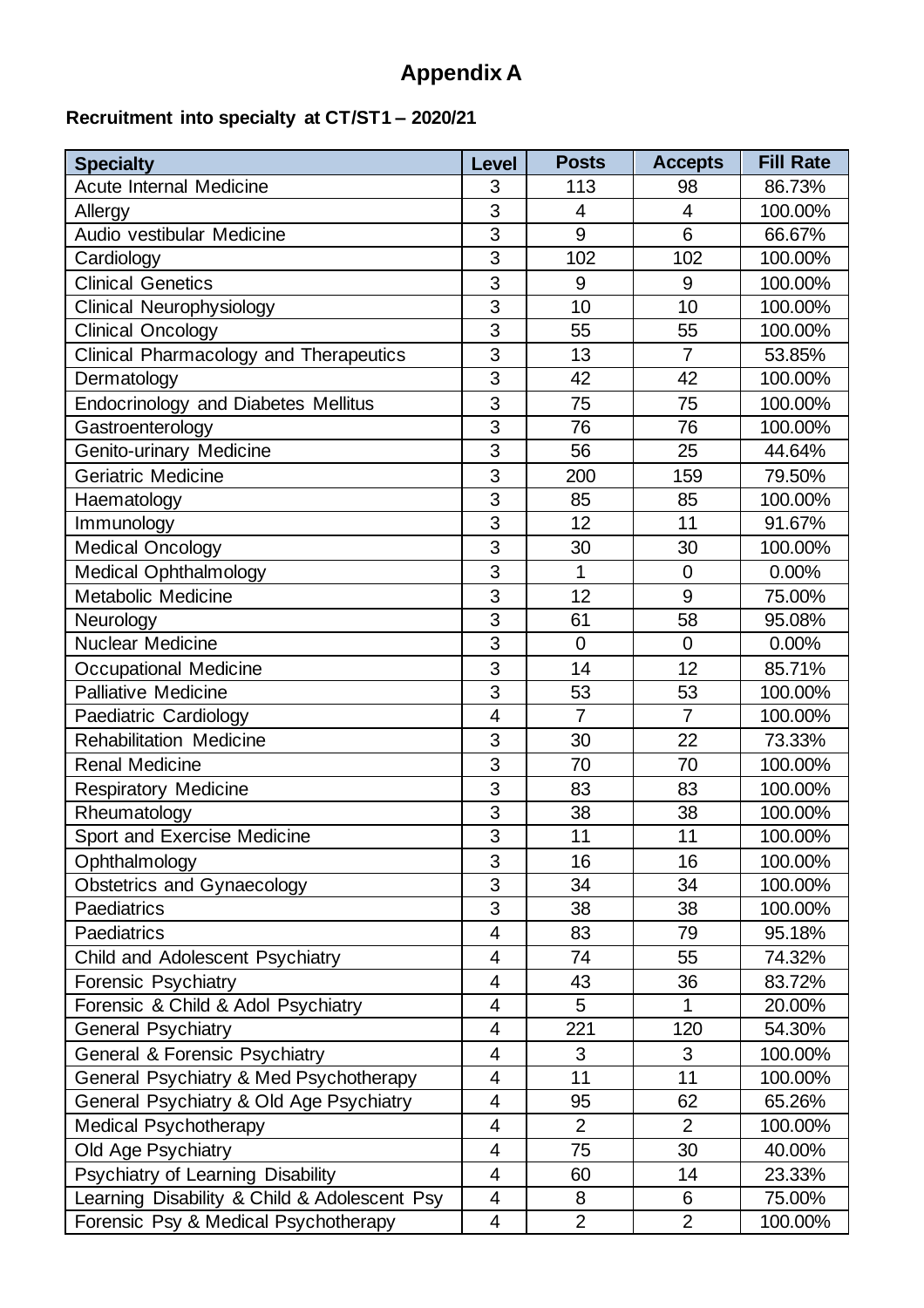# Appendix A

**Recruitment into specialty at CT/ST1 – 2020/21**

| Specialty | Level | Posts | Accepts | Fill Rate |
|---|---|---|---|---|
| Acute Internal Medicine | 3 | 113 | 98 | 86.73% |
| Allergy | 3 | 4 | 4 | 100.00% |
| Audio vestibular Medicine | 3 | 9 | 6 | 66.67% |
| Cardiology | 3 | 102 | 102 | 100.00% |
| Clinical Genetics | 3 | 9 | 9 | 100.00% |
| Clinical Neurophysiology | 3 | 10 | 10 | 100.00% |
| Clinical Oncology | 3 | 55 | 55 | 100.00% |
| Clinical Pharmacology and Therapeutics | 3 | 13 | 7 | 53.85% |
| Dermatology | 3 | 42 | 42 | 100.00% |
| Endocrinology and Diabetes Mellitus | 3 | 75 | 75 | 100.00% |
| Gastroenterology | 3 | 76 | 76 | 100.00% |
| Genito-urinary Medicine | 3 | 56 | 25 | 44.64% |
| Geriatric Medicine | 3 | 200 | 159 | 79.50% |
| Haematology | 3 | 85 | 85 | 100.00% |
| Immunology | 3 | 12 | 11 | 91.67% |
| Medical Oncology | 3 | 30 | 30 | 100.00% |
| Medical Ophthalmology | 3 | 1 | 0 | 0.00% |
| Metabolic Medicine | 3 | 12 | 9 | 75.00% |
| Neurology | 3 | 61 | 58 | 95.08% |
| Nuclear Medicine | 3 | 0 | 0 | 0.00% |
| Occupational Medicine | 3 | 14 | 12 | 85.71% |
| Palliative Medicine | 3 | 53 | 53 | 100.00% |
| Paediatric Cardiology | 4 | 7 | 7 | 100.00% |
| Rehabilitation Medicine | 3 | 30 | 22 | 73.33% |
| Renal Medicine | 3 | 70 | 70 | 100.00% |
| Respiratory Medicine | 3 | 83 | 83 | 100.00% |
| Rheumatology | 3 | 38 | 38 | 100.00% |
| Sport and Exercise Medicine | 3 | 11 | 11 | 100.00% |
| Ophthalmology | 3 | 16 | 16 | 100.00% |
| Obstetrics and Gynaecology | 3 | 34 | 34 | 100.00% |
| Paediatrics | 3 | 38 | 38 | 100.00% |
| Paediatrics | 4 | 83 | 79 | 95.18% |
| Child and Adolescent Psychiatry | 4 | 74 | 55 | 74.32% |
| Forensic Psychiatry | 4 | 43 | 36 | 83.72% |
| Forensic & Child & Adol Psychiatry | 4 | 5 | 1 | 20.00% |
| General Psychiatry | 4 | 221 | 120 | 54.30% |
| General & Forensic Psychiatry | 4 | 3 | 3 | 100.00% |
| General Psychiatry & Med Psychotherapy | 4 | 11 | 11 | 100.00% |
| General Psychiatry & Old Age Psychiatry | 4 | 95 | 62 | 65.26% |
| Medical Psychotherapy | 4 | 2 | 2 | 100.00% |
| Old Age Psychiatry | 4 | 75 | 30 | 40.00% |
| Psychiatry of Learning Disability | 4 | 60 | 14 | 23.33% |
| Learning Disability & Child & Adolescent Psy | 4 | 8 | 6 | 75.00% |
| Forensic Psy & Medical Psychotherapy | 4 | 2 | 2 | 100.00% |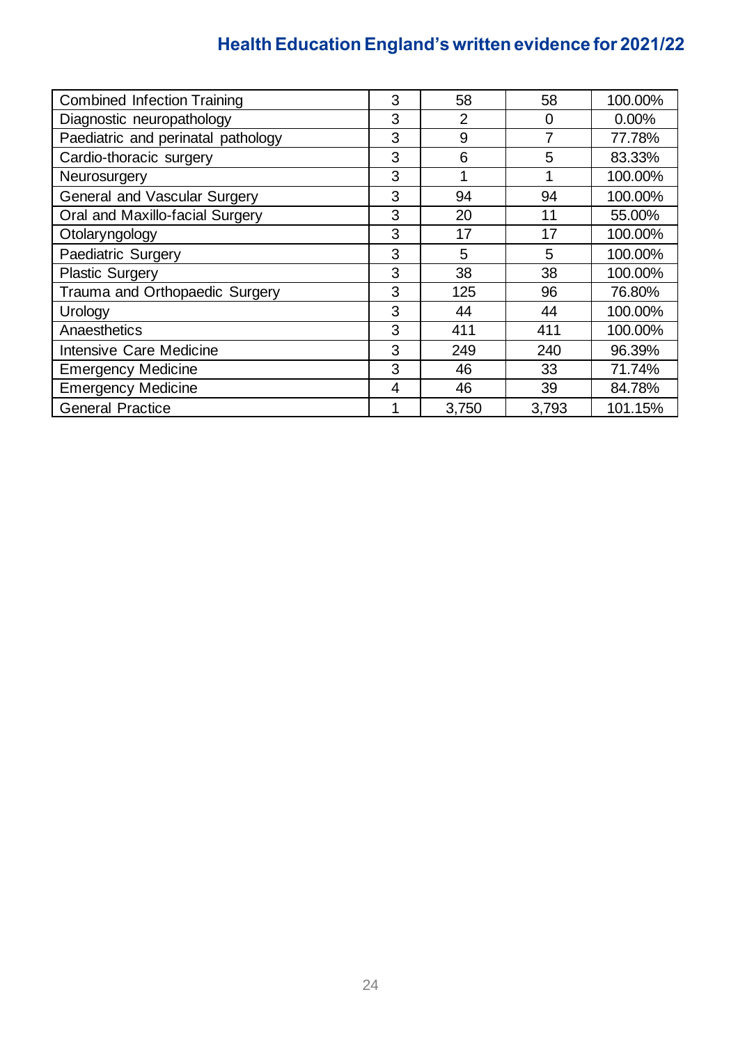| Combined Infection Training | 3 | 58 | 58 | 100.00% |
| --- | --- | --- | --- | --- |
| Diagnostic neuropathology | 3 | 2 | 0 | 0.00% |
| Paediatric and perinatal pathology | 3 | 9 | 7 | 77.78% |
| Cardio-thoracic surgery | 3 | 6 | 5 | 83.33% |
| Neurosurgery | 3 | 1 | 1 | 100.00% |
| General and Vascular Surgery | 3 | 94 | 94 | 100.00% |
| Oral and Maxillo-facial Surgery | 3 | 20 | 11 | 55.00% |
| Otolaryngology | 3 | 17 | 17 | 100.00% |
| Paediatric Surgery | 3 | 5 | 5 | 100.00% |
| Plastic Surgery | 3 | 38 | 38 | 100.00% |
| Trauma and Orthopaedic Surgery | 3 | 125 | 96 | 76.80% |
| Urology | 3 | 44 | 44 | 100.00% |
| Anaesthetics | 3 | 411 | 411 | 100.00% |
| Intensive Care Medicine | 3 | 249 | 240 | 96.39% |
| Emergency Medicine | 3 | 46 | 33 | 71.74% |
| Emergency Medicine | 4 | 46 | 39 | 84.78% |
| General Practice | 1 | 3,750 | 3,793 | 101.15% |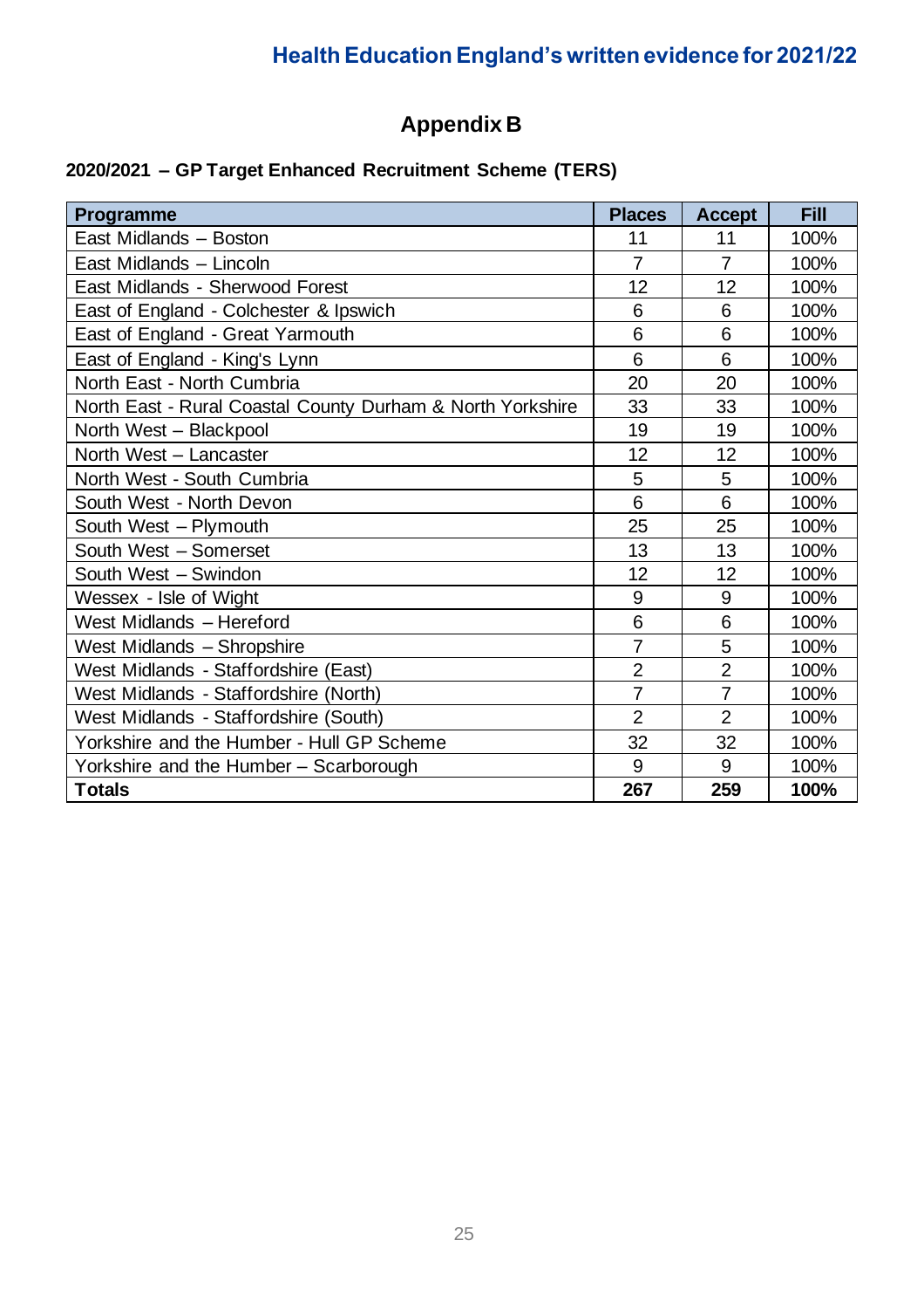# Appendix B

**2020/2021 – GP Target Enhanced Recruitment Scheme (TERS)**

| Programme | Places | Accept | Fill |
|---|---|---|---|
| East Midlands – Boston | 11 | 11 | 100% |
| East Midlands – Lincoln | 7 | 7 | 100% |
| East Midlands - Sherwood Forest | 12 | 12 | 100% |
| East of England - Colchester & Ipswich | 6 | 6 | 100% |
| East of England - Great Yarmouth | 6 | 6 | 100% |
| East of England - King's Lynn | 6 | 6 | 100% |
| North East - North Cumbria | 20 | 20 | 100% |
| North East - Rural Coastal County Durham & North Yorkshire | 33 | 33 | 100% |
| North West – Blackpool | 19 | 19 | 100% |
| North West – Lancaster | 12 | 12 | 100% |
| North West - South Cumbria | 5 | 5 | 100% |
| South West - North Devon | 6 | 6 | 100% |
| South West – Plymouth | 25 | 25 | 100% |
| South West – Somerset | 13 | 13 | 100% |
| South West – Swindon | 12 | 12 | 100% |
| Wessex - Isle of Wight | 9 | 9 | 100% |
| West Midlands – Hereford | 6 | 6 | 100% |
| West Midlands – Shropshire | 7 | 5 | 100% |
| West Midlands - Staffordshire (East) | 2 | 2 | 100% |
| West Midlands - Staffordshire (North) | 7 | 7 | 100% |
| West Midlands - Staffordshire (South) | 2 | 2 | 100% |
| Yorkshire and the Humber - Hull GP Scheme | 32 | 32 | 100% |
| Yorkshire and the Humber – Scarborough | 9 | 9 | 100% |
| **Totals** | **267** | **259** | **100%** |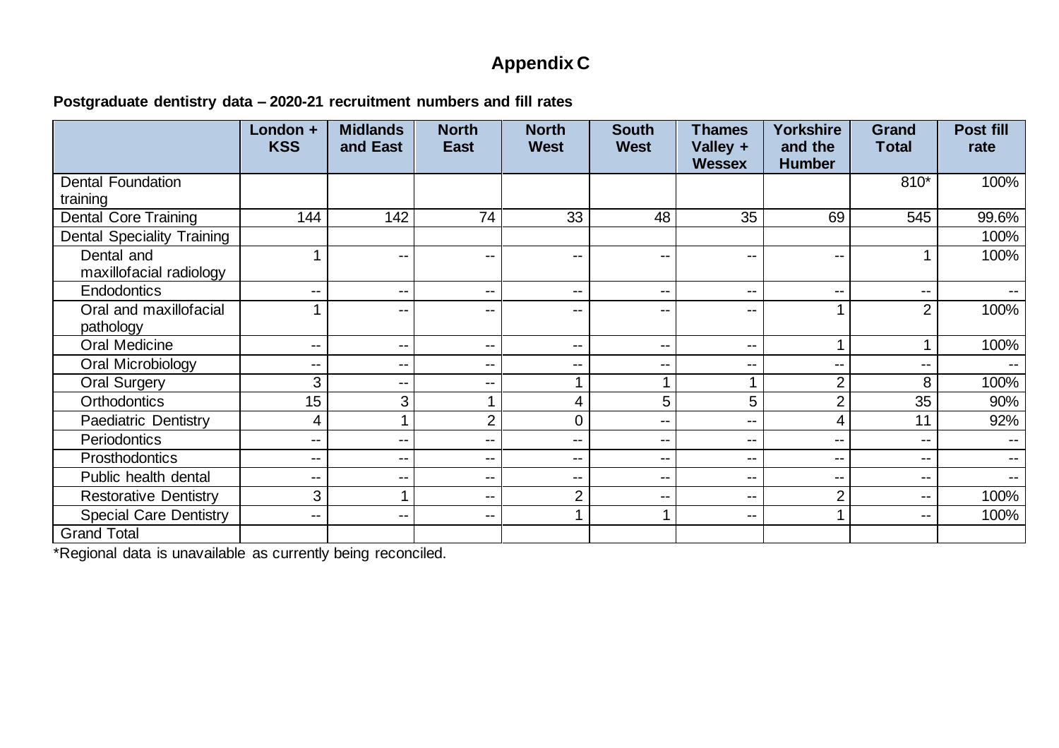# Appendix C

**Postgraduate dentistry data – 2020-21 recruitment numbers and fill rates**

| | London + KSS | Midlands and East | North East | North West | South West | Thames Valley + Wessex | Yorkshire and the Humber | Grand Total | Post fill rate |
|---|---|---|---|---|---|---|---|---|---|
| Dental Foundation training | | | | | | | | 810* | 100% |
| Dental Core Training | 144 | 142 | 74 | 33 | 48 | 35 | 69 | 545 | 99.6% |
| Dental Speciality Training | | | | | | | | | 100% |
| Dental and maxillofacial radiology | 1 | -- | -- | -- | -- | -- | -- | 1 | 100% |
| Endodontics | -- | -- | -- | -- | -- | -- | -- | -- | -- |
| Oral and maxillofacial pathology | 1 | -- | -- | -- | -- | -- | 1 | 2 | 100% |
| Oral Medicine | -- | -- | -- | -- | -- | -- | 1 | 1 | 100% |
| Oral Microbiology | -- | -- | -- | -- | -- | -- | -- | -- | -- |
| Oral Surgery | 3 | -- | -- | 1 | 1 | 1 | 2 | 8 | 100% |
| Orthodontics | 15 | 3 | 1 | 4 | 5 | 5 | 2 | 35 | 90% |
| Paediatric Dentistry | 4 | 1 | 2 | 0 | -- | -- | 4 | 11 | 92% |
| Periodontics | -- | -- | -- | -- | -- | -- | -- | -- | -- |
| Prosthodontics | -- | -- | -- | -- | -- | -- | -- | -- | -- |
| Public health dental | -- | -- | -- | -- | -- | -- | -- | -- | -- |
| Restorative Dentistry | 3 | 1 | -- | 2 | -- | -- | 2 | -- | 100% |
| Special Care Dentistry | -- | -- | -- | 1 | 1 | -- | 1 | -- | 100% |
| Grand Total | | | | | | | | | |

*Regional data is unavailable as currently being reconciled.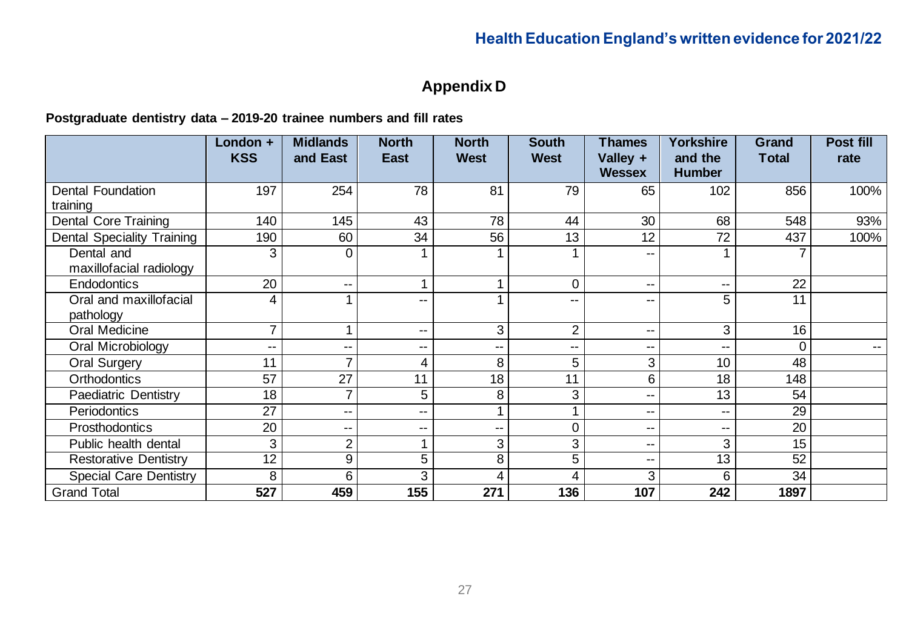## Appendix D

**Postgraduate dentistry data – 2019-20 trainee numbers and fill rates**

| | London + KSS | Midlands and East | North East | North West | South West | Thames Valley + Wessex | Yorkshire and the Humber | Grand Total | Post fill rate |
|---|---|---|---|---|---|---|---|---|---|
| Dental Foundation training | 197 | 254 | 78 | 81 | 79 | 65 | 102 | 856 | 100% |
| Dental Core Training | 140 | 145 | 43 | 78 | 44 | 30 | 68 | 548 | 93% |
| Dental Speciality Training | 190 | 60 | 34 | 56 | 13 | 12 | 72 | 437 | 100% |
| Dental and maxillofacial radiology | 3 | 0 | 1 | 1 | 1 | -- | 1 | 7 | |
| Endodontics | 20 | -- | 1 | 1 | 0 | -- | -- | 22 | |
| Oral and maxillofacial pathology | 4 | 1 | -- | 1 | -- | -- | 5 | 11 | |
| Oral Medicine | 7 | 1 | -- | 3 | 2 | -- | 3 | 16 | |
| Oral Microbiology | -- | -- | -- | -- | -- | -- | -- | 0 | -- |
| Oral Surgery | 11 | 7 | 4 | 8 | 5 | 3 | 10 | 48 | |
| Orthodontics | 57 | 27 | 11 | 18 | 11 | 6 | 18 | 148 | |
| Paediatric Dentistry | 18 | 7 | 5 | 8 | 3 | -- | 13 | 54 | |
| Periodontics | 27 | -- | -- | 1 | 1 | -- | -- | 29 | |
| Prosthodontics | 20 | -- | -- | -- | 0 | -- | -- | 20 | |
| Public health dental | 3 | 2 | 1 | 3 | 3 | -- | 3 | 15 | |
| Restorative Dentistry | 12 | 9 | 5 | 8 | 5 | -- | 13 | 52 | |
| Special Care Dentistry | 8 | 6 | 3 | 4 | 4 | 3 | 6 | 34 | |
| Grand Total | **527** | **459** | **155** | **271** | **136** | **107** | **242** | **1897** | |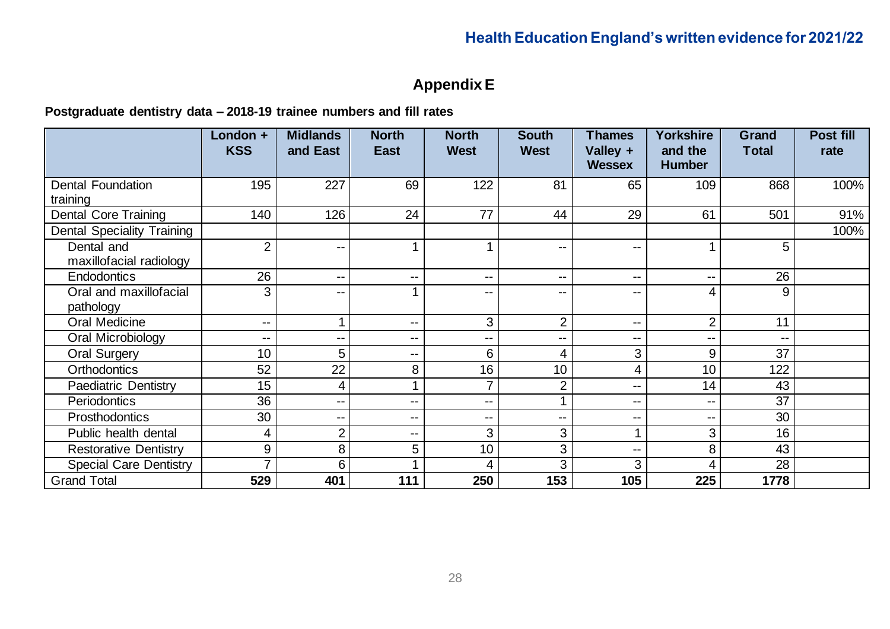# Appendix E

**Postgraduate dentistry data – 2018-19 trainee numbers and fill rates**

| | London + KSS | Midlands and East | North East | North West | South West | Thames Valley + Wessex | Yorkshire and the Humber | Grand Total | Post fill rate |
|---|---|---|---|---|---|---|---|---|---|
| Dental Foundation training | 195 | 227 | 69 | 122 | 81 | 65 | 109 | 868 | 100% |
| Dental Core Training | 140 | 126 | 24 | 77 | 44 | 29 | 61 | 501 | 91% |
| Dental Speciality Training | | | | | | | | | 100% |
| Dental and maxillofacial radiology | 2 | -- | 1 | 1 | -- | -- | 1 | 5 | |
| Endodontics | 26 | -- | -- | -- | -- | -- | -- | 26 | |
| Oral and maxillofacial pathology | 3 | -- | 1 | -- | -- | -- | 4 | 9 | |
| Oral Medicine | -- | 1 | -- | 3 | 2 | -- | 2 | 11 | |
| Oral Microbiology | -- | -- | -- | -- | -- | -- | -- | -- | |
| Oral Surgery | 10 | 5 | -- | 6 | 4 | 3 | 9 | 37 | |
| Orthodontics | 52 | 22 | 8 | 16 | 10 | 4 | 10 | 122 | |
| Paediatric Dentistry | 15 | 4 | 1 | 7 | 2 | -- | 14 | 43 | |
| Periodontics | 36 | -- | -- | -- | 1 | -- | -- | 37 | |
| Prosthodontics | 30 | -- | -- | -- | -- | -- | -- | 30 | |
| Public health dental | 4 | 2 | -- | 3 | 3 | 1 | 3 | 16 | |
| Restorative Dentistry | 9 | 8 | 5 | 10 | 3 | -- | 8 | 43 | |
| Special Care Dentistry | 7 | 6 | 1 | 4 | 3 | 3 | 4 | 28 | |
| Grand Total | **529** | **401** | **111** | **250** | **153** | **105** | **225** | **1778** | |